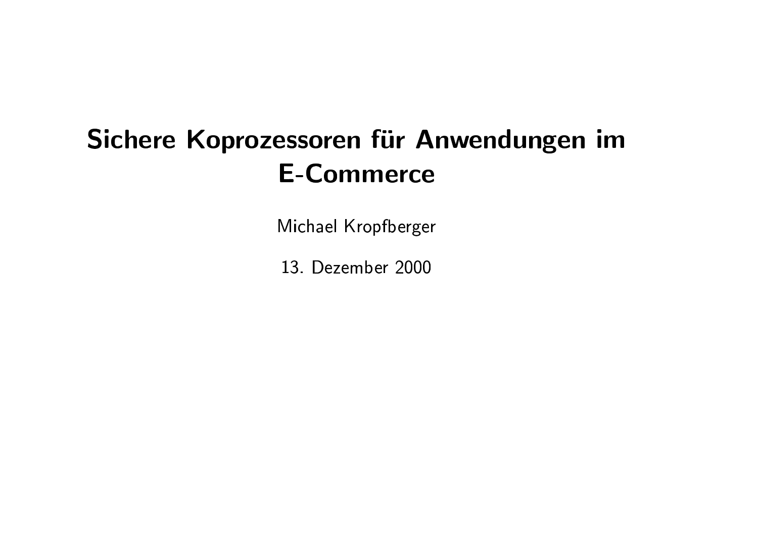# Sichere Koprozessoren für Anwendungen im E-Commerce

Michael Kropfberger

13. Dezember 2000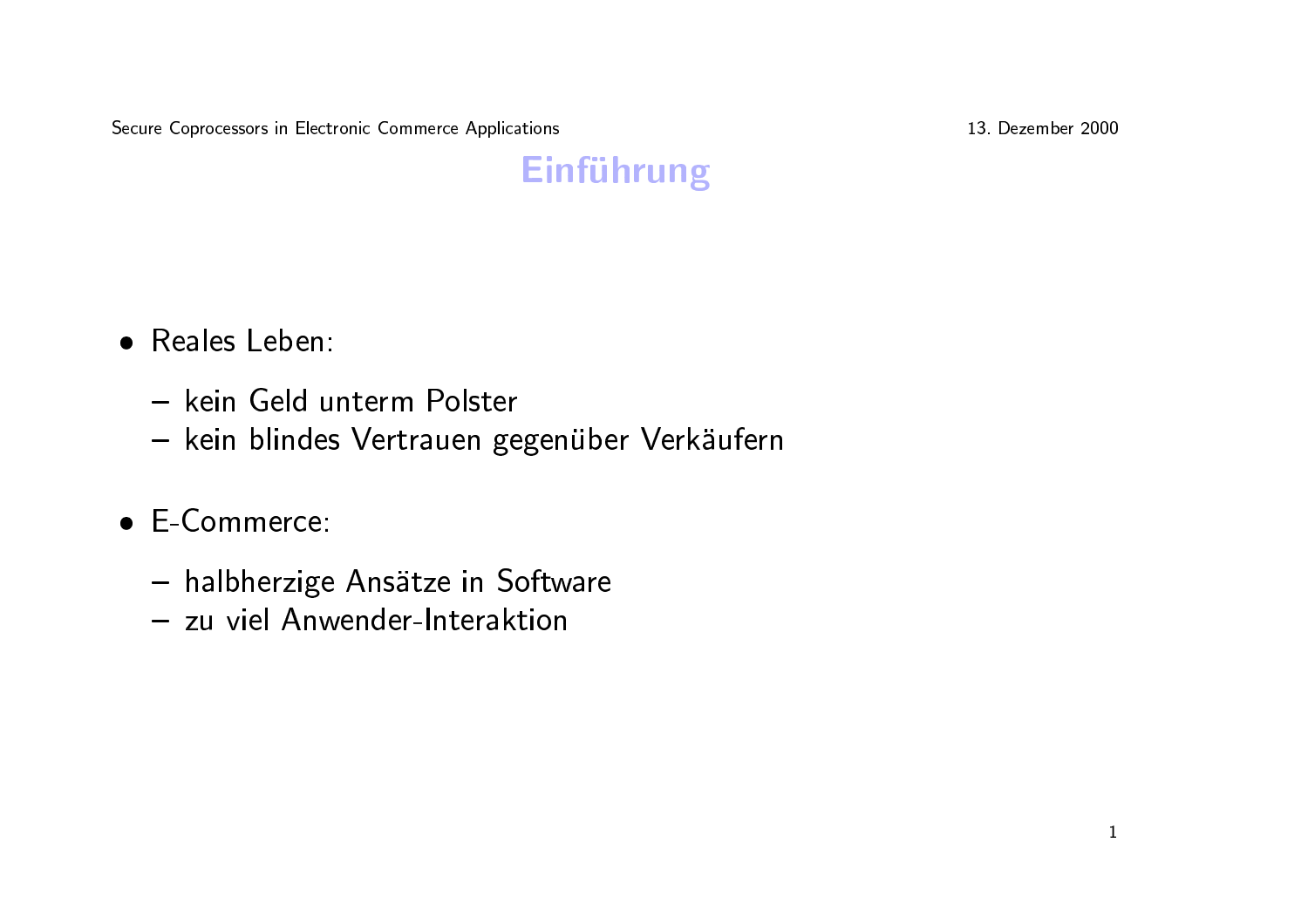# Einführung

- Reales Leben:
  - kein Geld unterm Polster
  - kein blindes Vertrauen gegenüber Verkäufern
- E-Commerce:
  - halbherzige Ansätze in Software
  - zu viel Anwender-Interaktion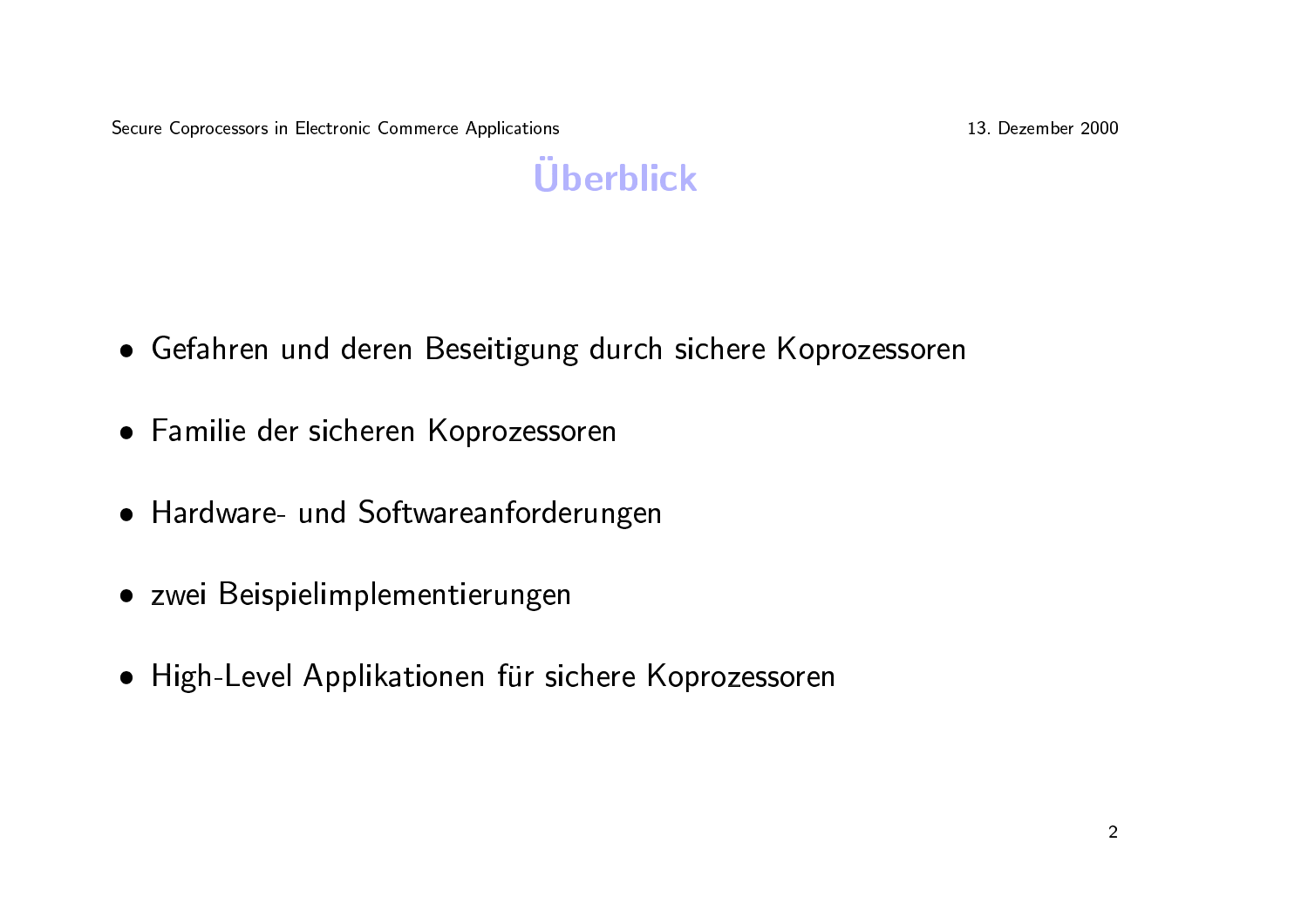# Überblick

- Gefahren und deren Beseitigung durch sichere Koprozessoren
- Familie der sicheren Koprozessoren
- Hardware- und Softwareanforderungen
- zwei Beispielimplementierungen
- High-Level Applikationen für sichere Koprozessoren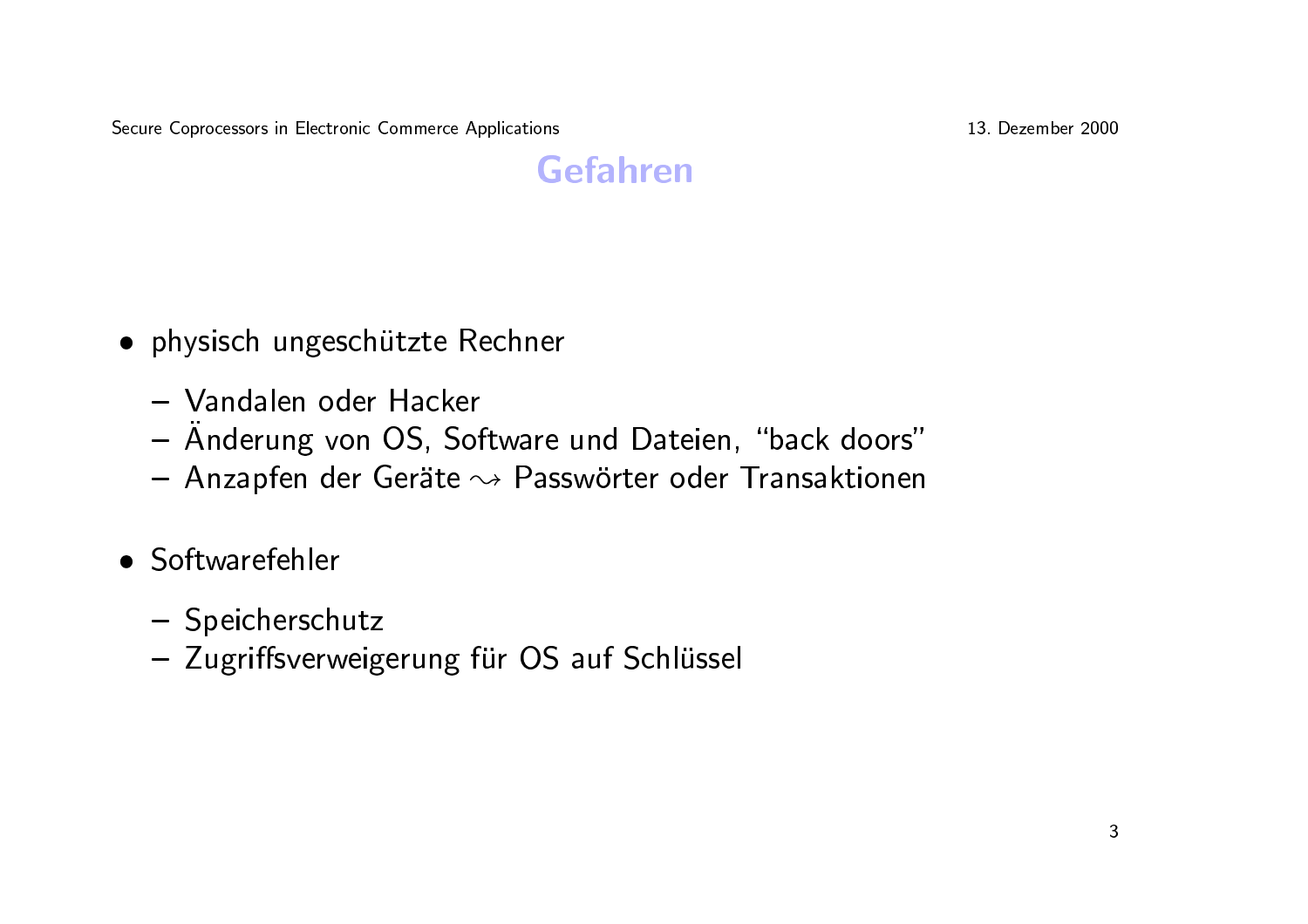# Gefahren

- physisch ungeschützte Rechner
  - Vandalen oder Hacker
  - Änderung von OS, Software und Dateien, "back doors"
  - Anzapfen der Geräte $\rightsquigarrow$ Passwörter oder Transaktionen
- Softwarefehler
  - Speicherschutz
  - Zugriffsverweigerung für OS auf Schlüssel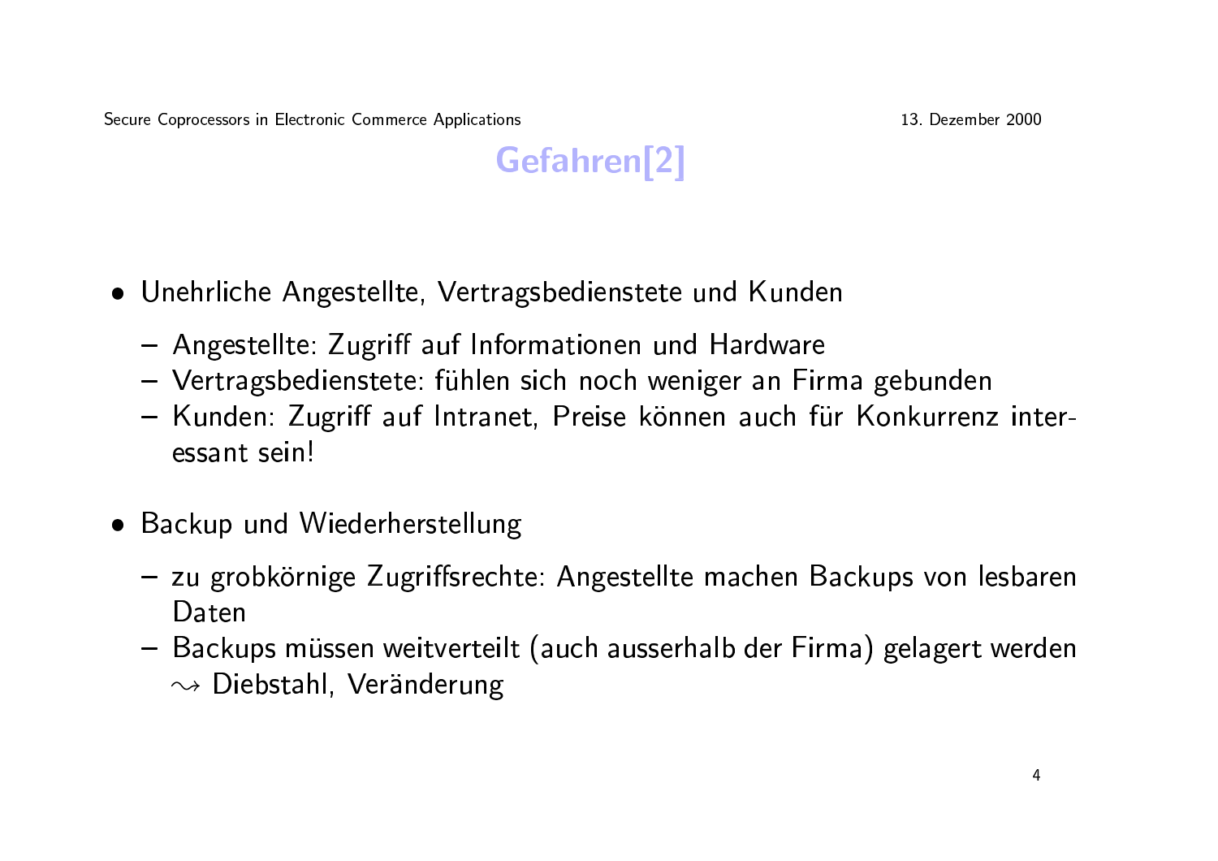# Gefahren[2]

- Unehrliche Angestellte, Vertragsbedienstete und Kunden
  - Angestellte: Zugriff auf Informationen und Hardware
  - Vertragsbedienstete: fühlen sich noch weniger an Firma gebunden
  - Kunden: Zugriff auf Intranet, Preise können auch für Konkurrenz interessant sein!

- Backup und Wiederherstellung
  - zu grobkörnige Zugriffsrechte: Angestellte machen Backups von lesbaren Daten
  - Backups müssen weitverteilt (auch ausserhalb der Firma) gelagert werden $\leadsto$ Diebstahl, Veränderung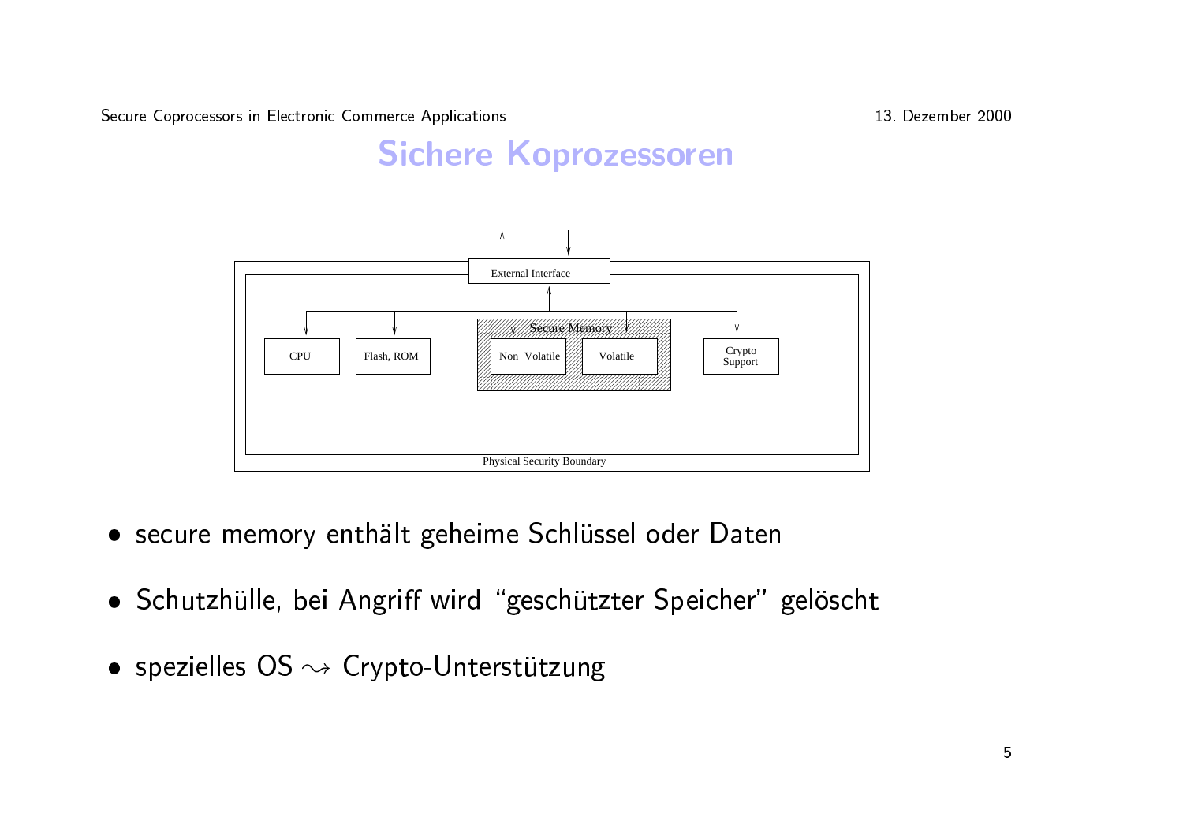# Sichere Koprozessoren

External Interface

Secure Memory

CPU | Flash, ROM | Non−Volatile | Volatile | Crypto Support

Physical Security Boundary

- secure memory enthält geheime Schlüssel oder Daten
- Schutzhülle, bei Angriff wird “geschützter Speicher” gelöscht
- spezielles OS $\leadsto$ Crypto-Unterstützung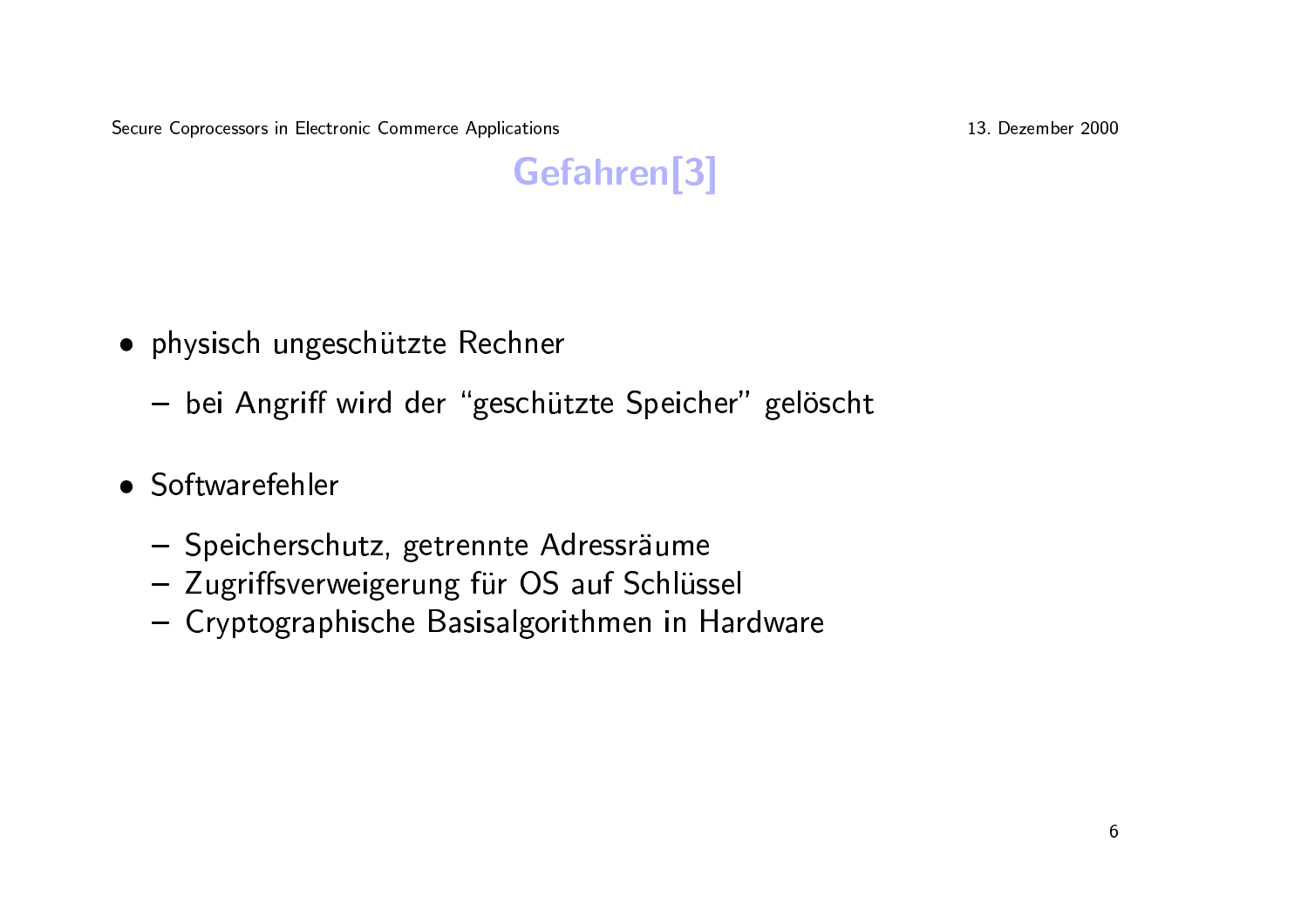# Gefahren[3]

- physisch ungeschützte Rechner
  - bei Angriff wird der “geschützte Speicher” gelöscht
- Softwarefehler
  - Speicherschutz, getrennte Adressräume
  - Zugriffsverweigerung für OS auf Schlüssel
  - Cryptographische Basisalgorithmen in Hardware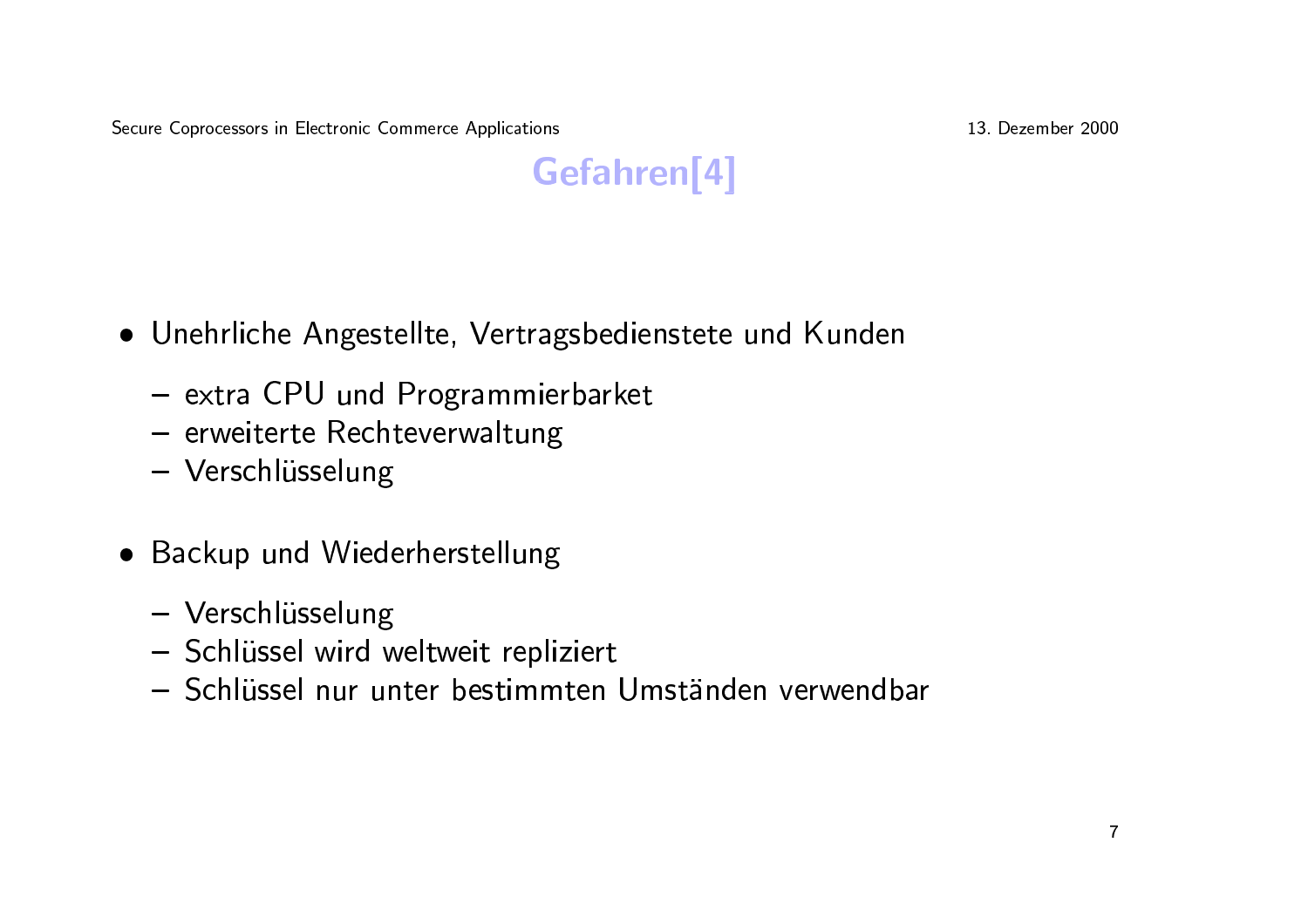## Gefahren[4]

- Unehrliche Angestellte, Vertragsbedienstete und Kunden
  - extra CPU und Programmierbarket
  - erweiterte Rechteverwaltung
  - Verschlüsselung
- Backup und Wiederherstellung
  - Verschlüsselung
  - Schlüssel wird weltweit repliziert
  - Schlüssel nur unter bestimmten Umständen verwendbar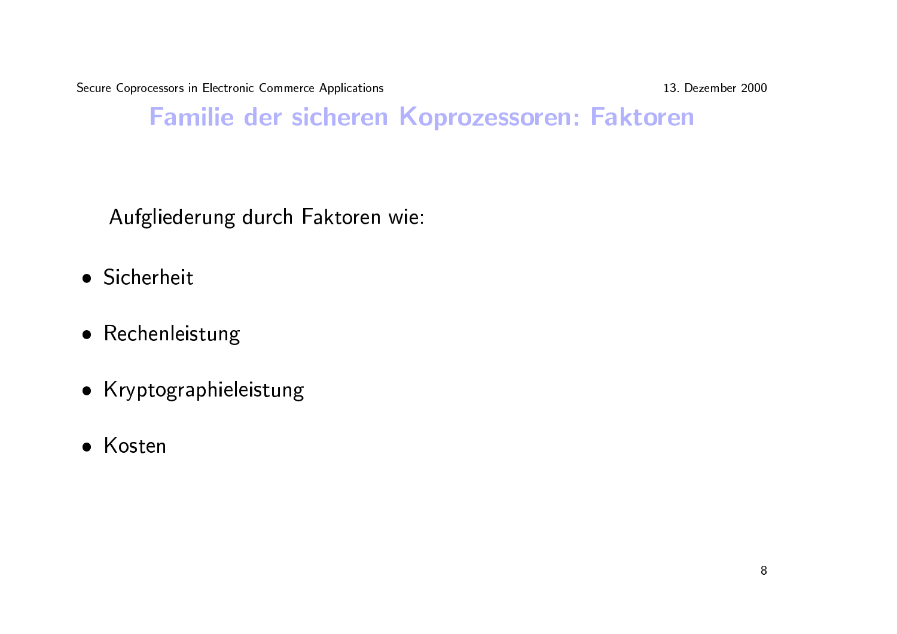# Familie der sicheren Koprozessoren: Faktoren

Aufgliederung durch Faktoren wie:

- Sicherheit
- Rechenleistung
- Kryptographieleistung
- Kosten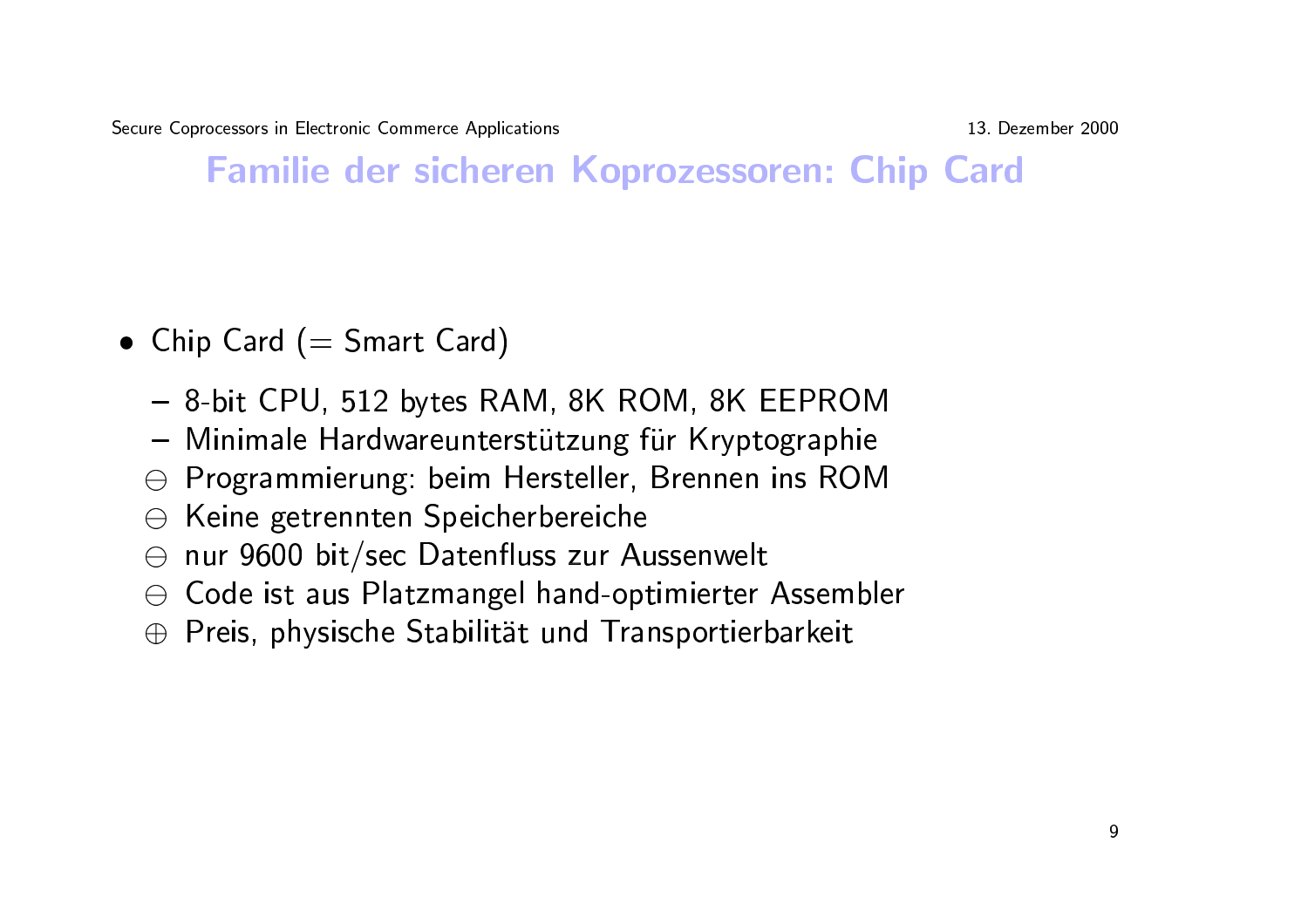## Familie der sicheren Koprozessoren: Chip Card

- Chip Card (= Smart Card)
  - 8-bit CPU, 512 bytes RAM, 8K ROM, 8K EEPROM
  - Minimale Hardwareunterstützung für Kryptographie
  - ⊖ Programmierung: beim Hersteller, Brennen ins ROM
  - ⊖ Keine getrennten Speicherbereiche
  - ⊖ nur 9600 bit/sec Datenfluss zur Aussenwelt
  - ⊖ Code ist aus Platzmangel hand-optimierter Assembler
  - ⊕ Preis, physische Stabilität und Transportierbarkeit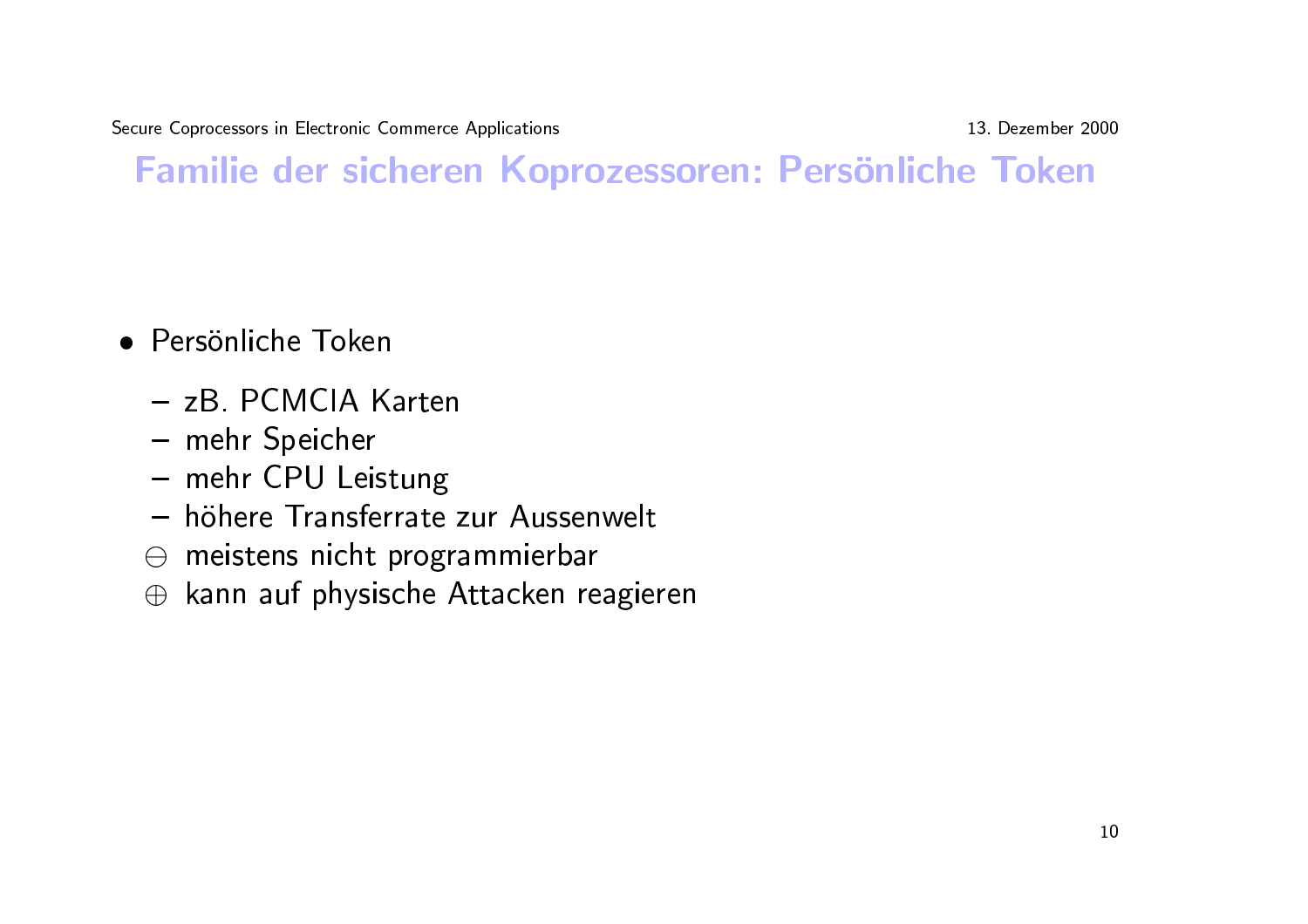# Familie der sicheren Koprozessoren: Persönliche Token

- Persönliche Token
  - zB. PCMCIA Karten
  - mehr Speicher
  - mehr CPU Leistung
  - höhere Transferrate zur Aussenwelt
  - $\ominus$ meistens nicht programmierbar
  - $\oplus$ kann auf physische Attacken reagieren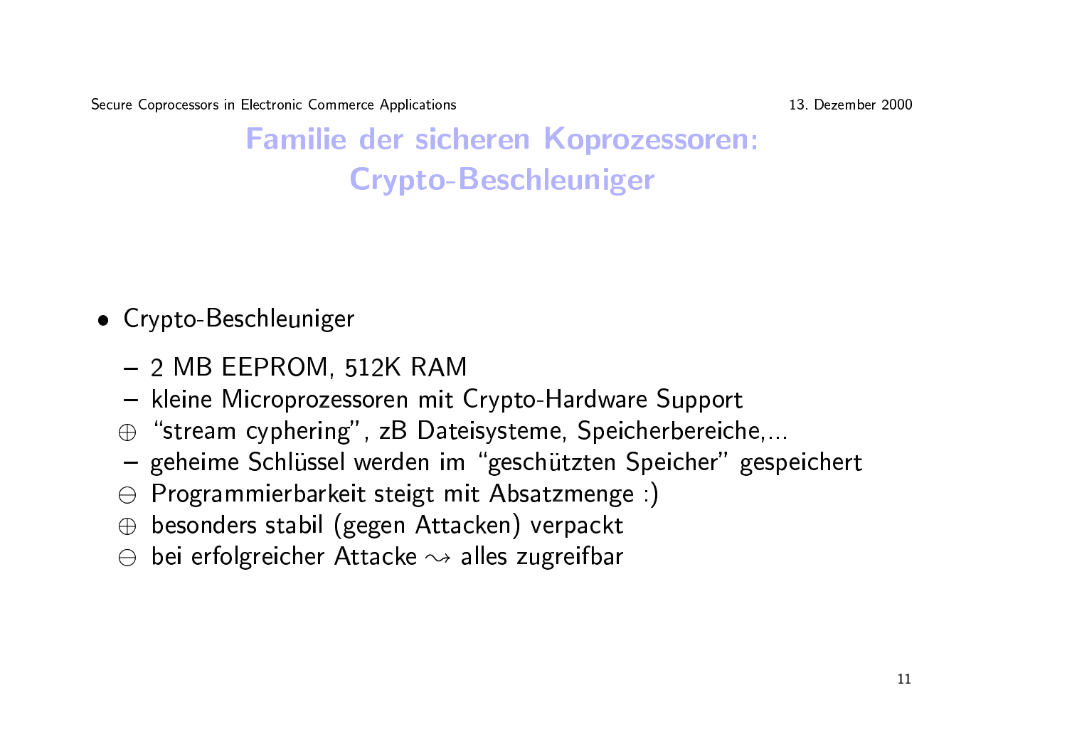# Familie der sicheren Koprozessoren: Crypto-Beschleuniger

- Crypto-Beschleuniger
  - 2 MB EEPROM, 512K RAM
  - kleine Microprozessoren mit Crypto-Hardware Support
  - $\oplus$ "stream cyphering", zB Dateisysteme, Speicherbereiche,...
  - geheime Schlüssel werden im "geschützten Speicher" gespeichert
  - $\ominus$ Programmierbarkeit steigt mit Absatzmenge :)
  - $\oplus$ besonders stabil (gegen Attacken) verpackt
  - $\ominus$ bei erfolgreicher Attacke $\rightsquigarrow$ alles zugreifbar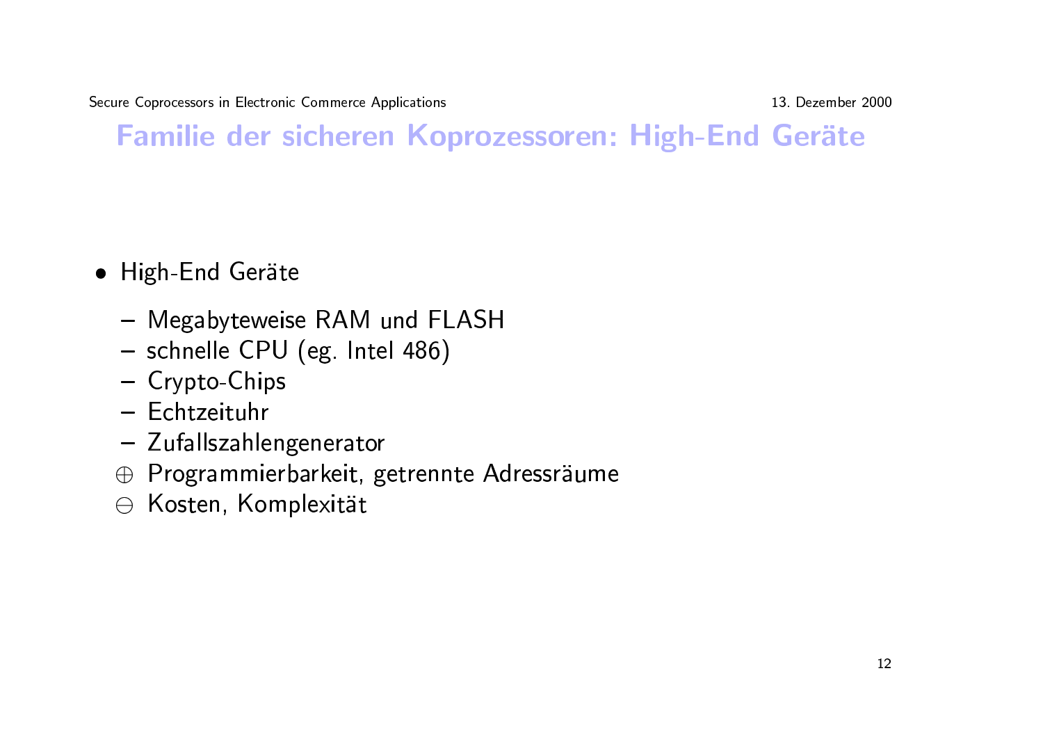## Familie der sicheren Koprozessoren: High-End Geräte

- High-End Geräte
  - Megabyteweise RAM und FLASH
  - schnelle CPU (eg. Intel 486)
  - Crypto-Chips
  - Echtzeituhr
  - Zufallszahlengenerator
  - ⊕ Programmierbarkeit, getrennte Adressräume
  - ⊖ Kosten, Komplexität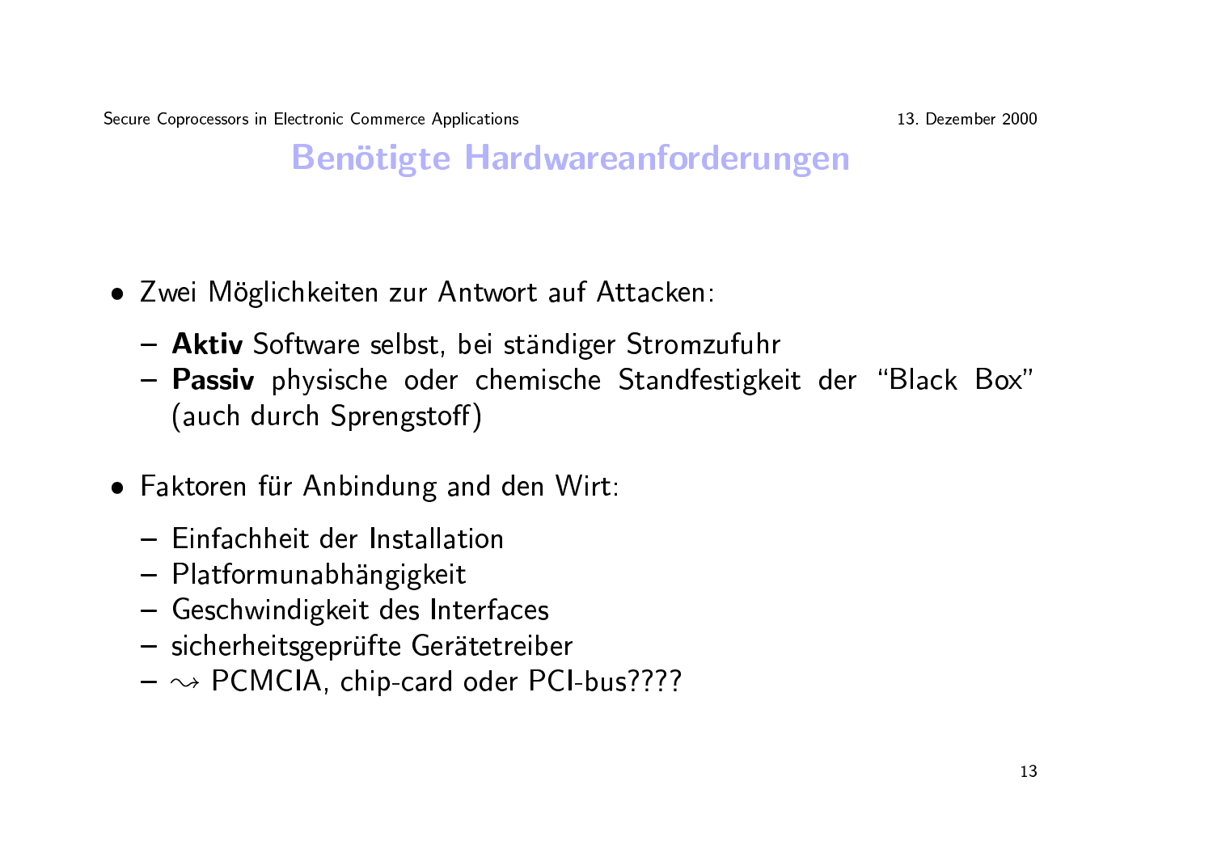# Benötigte Hardwareanforderungen

- Zwei Möglichkeiten zur Antwort auf Attacken:
  - **Aktiv** Software selbst, bei ständiger Stromzufuhr
  - **Passiv** physische oder chemische Standfestigkeit der "Black Box" (auch durch Sprengstoff)
- Faktoren für Anbindung and den Wirt:
  - Einfachheit der Installation
  - Platformunabhängigkeit
  - Geschwindigkeit des Interfaces
  - sicherheitsgeprüfte Gerätetreiber
  - $\rightsquigarrow$ PCMCIA, chip-card oder PCI-bus????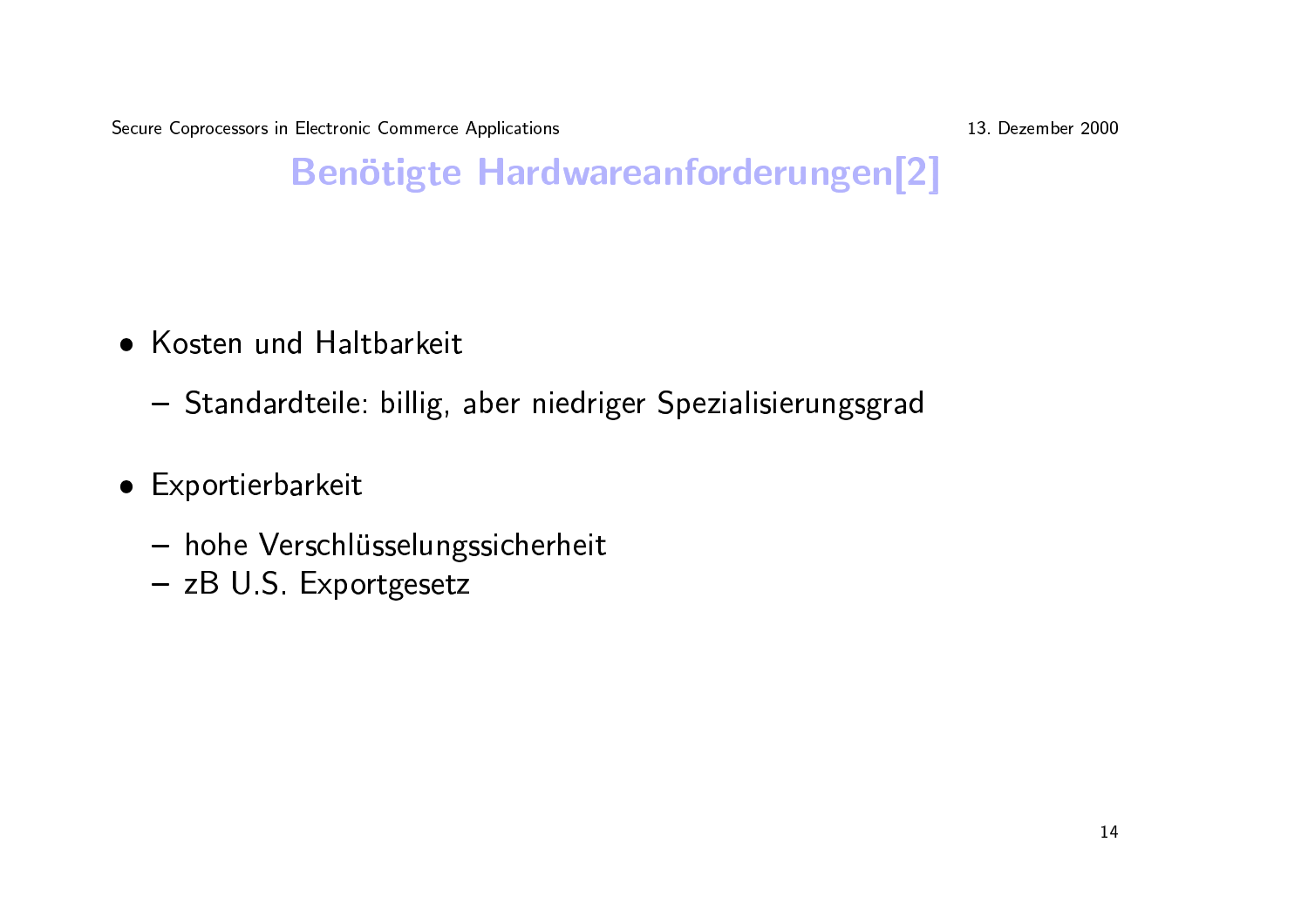# Benötigte Hardwareanforderungen[2]

- Kosten und Haltbarkeit
  - Standardteile: billig, aber niedriger Spezialisierungsgrad
- Exportierbarkeit
  - hohe Verschlüsselungssicherheit
  - zB U.S. Exportgesetz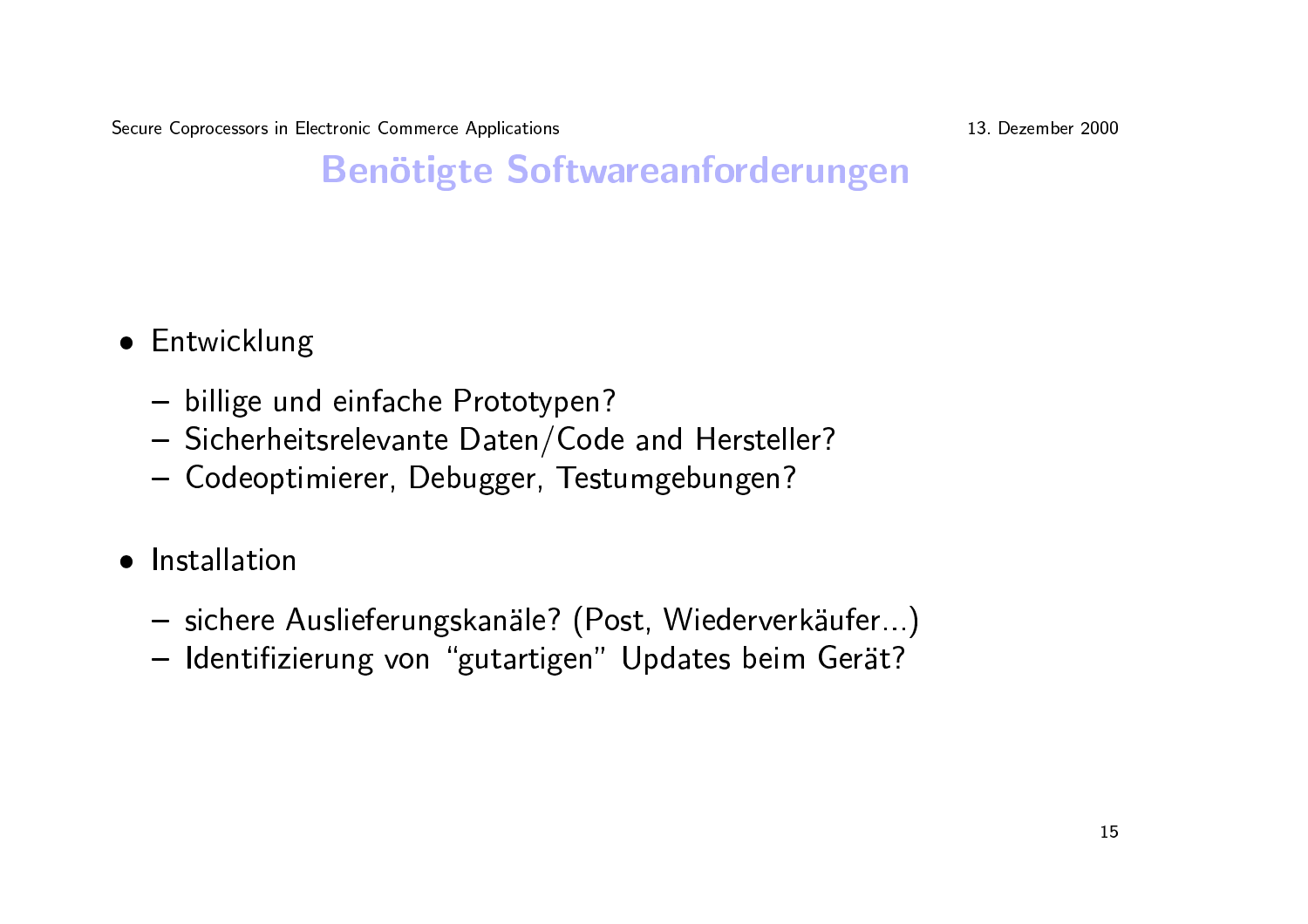# Benötigte Softwareanforderungen

- Entwicklung
  - billige und einfache Prototypen?
  - Sicherheitsrelevante Daten/Code and Hersteller?
  - Codeoptimierer, Debugger, Testumgebungen?
- Installation
  - sichere Auslieferungskanäle? (Post, Wiederverkäufer...)
  - Identifizierung von "gutartigen" Updates beim Gerät?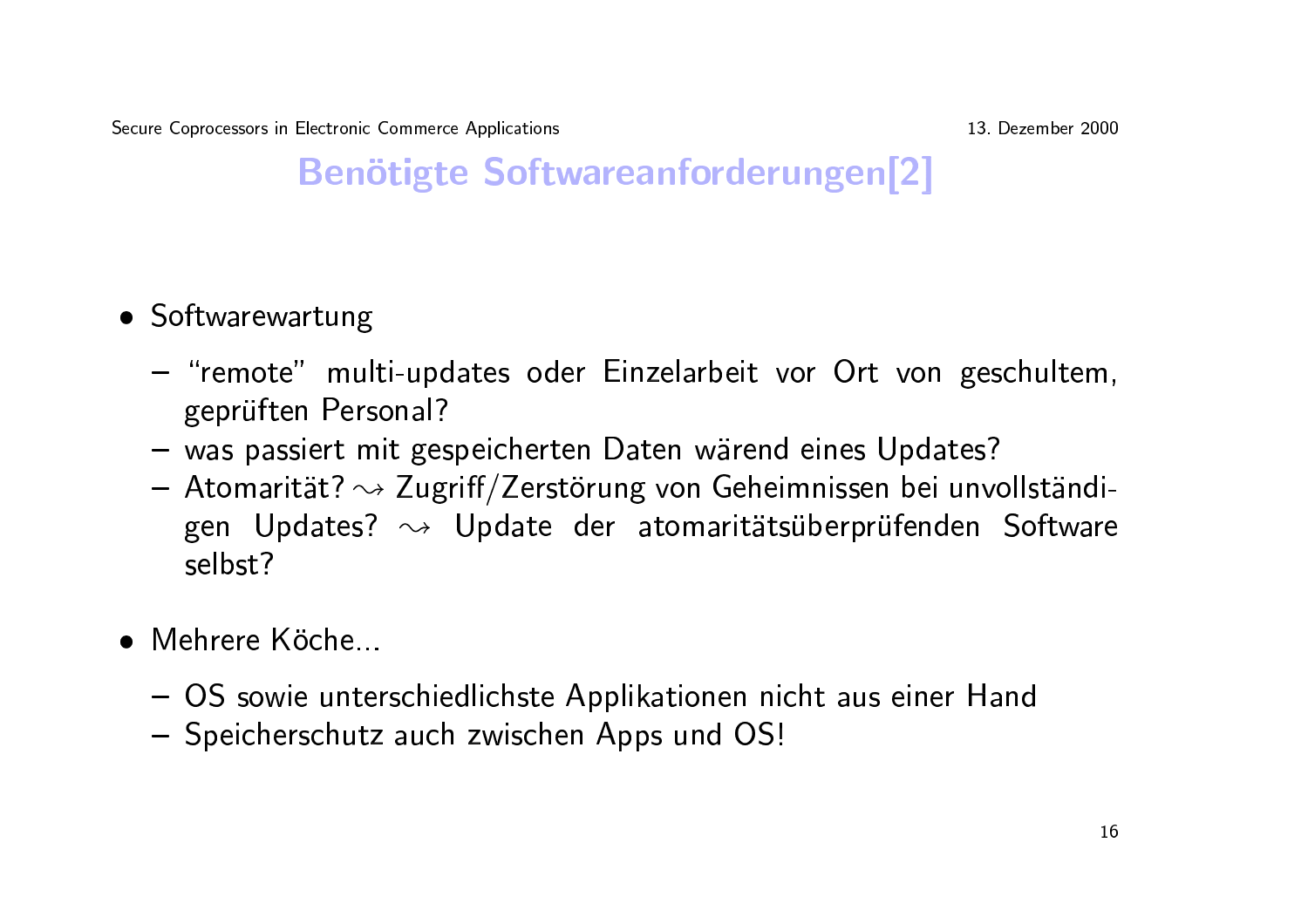# Benötigte Softwareanforderungen[2]

- Softwarewartung
  - "remote" multi-updates oder Einzelarbeit vor Ort von geschultem, geprüften Personal?
  - was passiert mit gespeicherten Daten wärend eines Updates?
  - Atomarität? $\rightsquigarrow$ Zugriff/Zerstörung von Geheimnissen bei unvollständigen Updates? $\rightsquigarrow$ Update der atomaritätsüberprüfenden Software selbst?
- Mehrere Köche...
  - OS sowie unterschiedlichste Applikationen nicht aus einer Hand
  - Speicherschutz auch zwischen Apps und OS!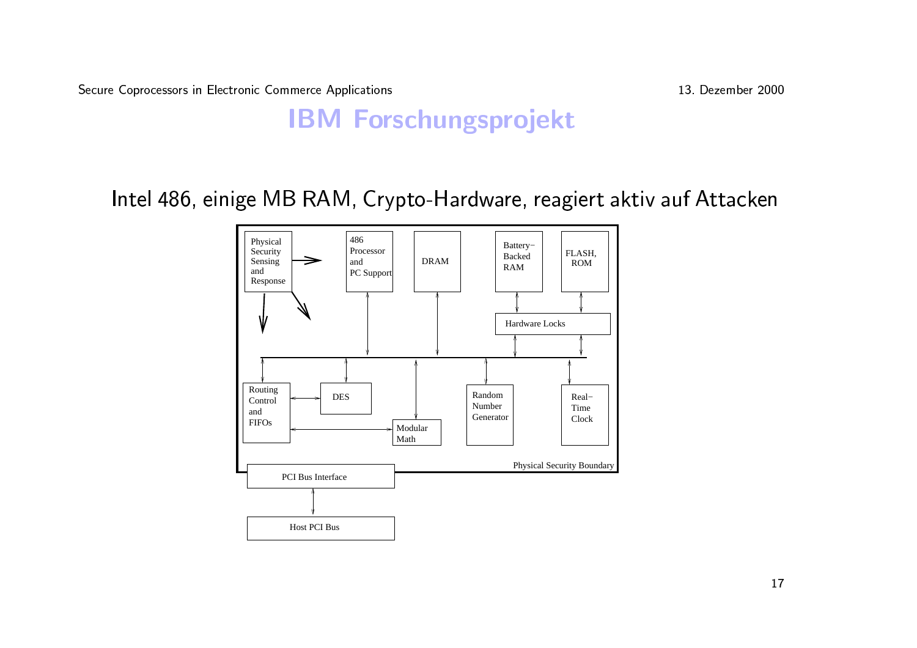# IBM Forschungsprojekt

Intel 486, einige MB RAM, Crypto-Hardware, reagiert aktiv auf Attacken

Physical Security Sensing and Response

486 Processor and PC Support

DRAM

Battery−Backed RAM

FLASH, ROM

Hardware Locks

Routing Control and FIFOs

DES

Modular Math

Random Number Generator

Real−Time Clock

Physical Security Boundary

PCI Bus Interface

Host PCI Bus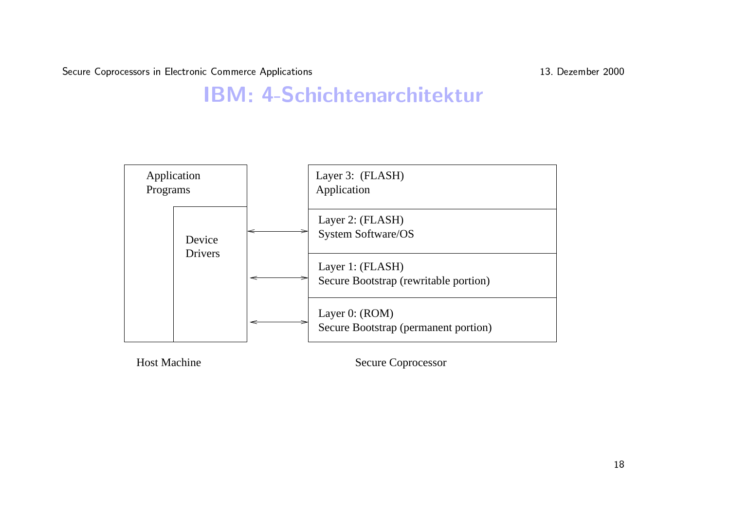# IBM: 4-Schichtenarchitektur

| Host Machine | | Secure Coprocessor |
| --- | --- | --- |
| Application Programs | | Layer 3: (FLASH) Application |
| Device Drivers | ↔ | Layer 2: (FLASH) System Software/OS |
| | ↔ | Layer 1: (FLASH) Secure Bootstrap (rewritable portion) |
| | ↔ | Layer 0: (ROM) Secure Bootstrap (permanent portion) |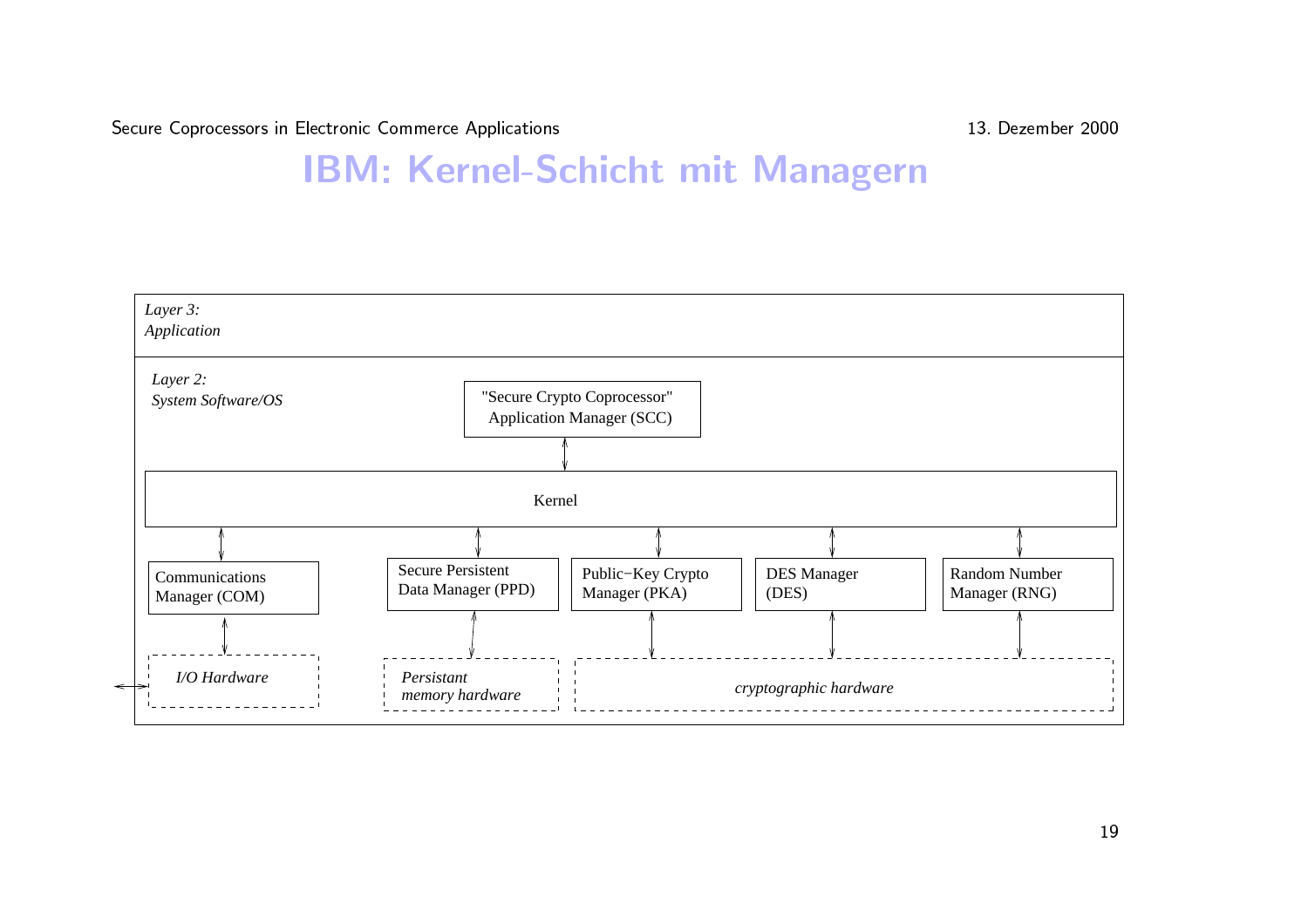# IBM: Kernel-Schicht mit Managern

*Layer 3: Application*

*Layer 2: System Software/OS*

"Secure Crypto Coprocessor" Application Manager (SCC)

Kernel

Communications Manager (COM)

Secure Persistent Data Manager (PPD)

Public−Key Crypto Manager (PKA)

DES Manager (DES)

Random Number Manager (RNG)

*I/O Hardware*

*Persistant memory hardware*

*cryptographic hardware*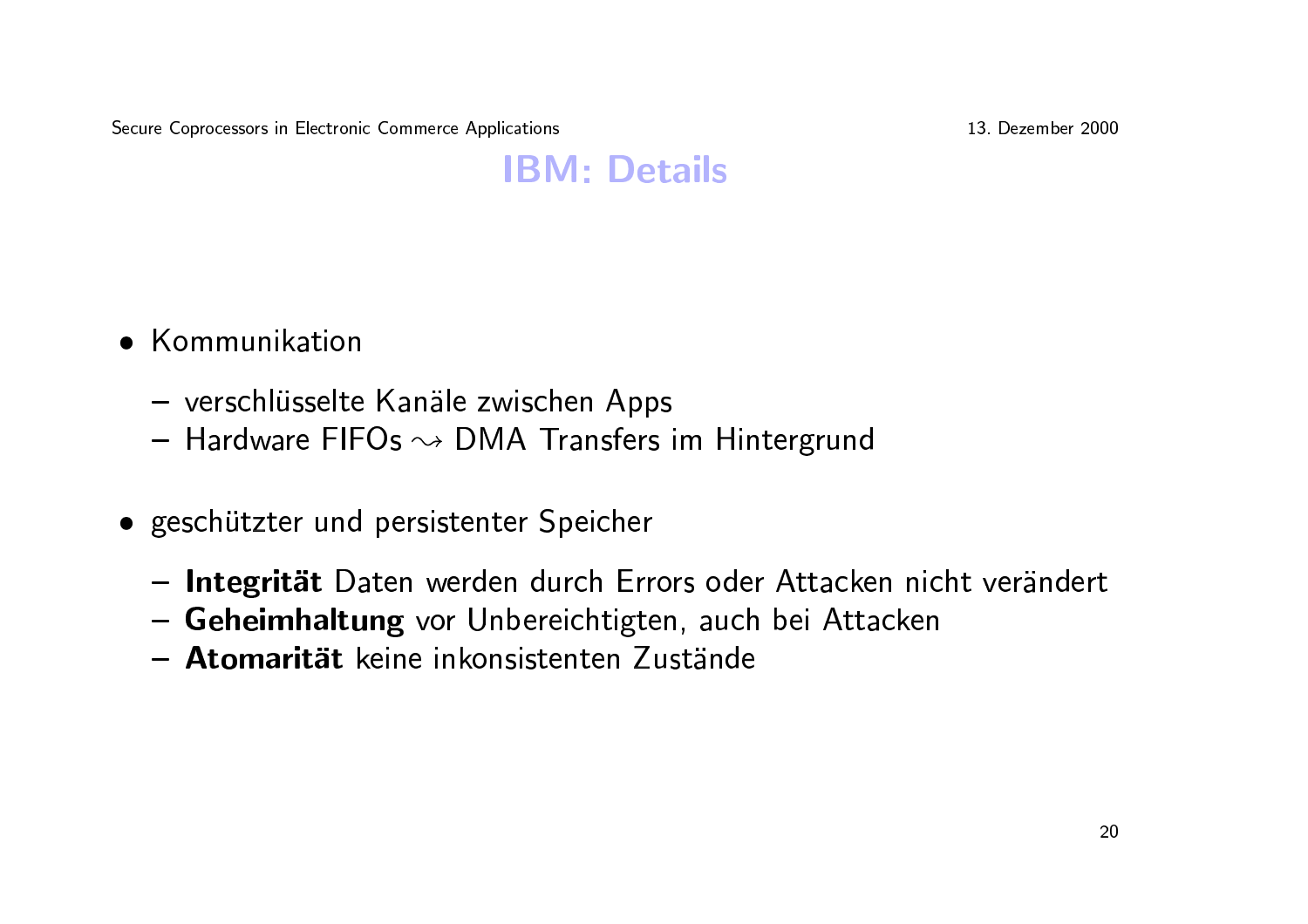# IBM: Details

- Kommunikation
  - verschlüsselte Kanäle zwischen Apps
  - Hardware FIFOs $\rightsquigarrow$ DMA Transfers im Hintergrund
- geschützter und persistenter Speicher
  - **Integrität** Daten werden durch Errors oder Attacken nicht verändert
  - **Geheimhaltung** vor Unbereichtigten, auch bei Attacken
  - **Atomarität** keine inkonsistenten Zustände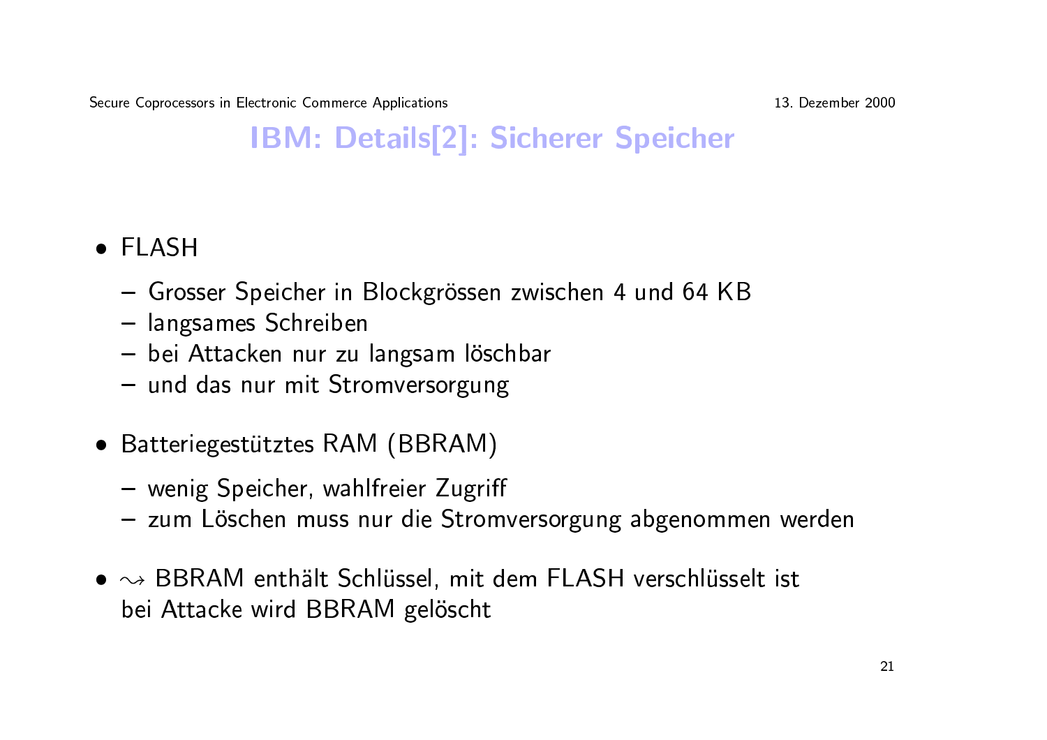# IBM: Details[2]: Sicherer Speicher

- FLASH
  - Grosser Speicher in Blockgrössen zwischen 4 und 64 KB
  - langsames Schreiben
  - bei Attacken nur zu langsam löschbar
  - und das nur mit Stromversorgung
- Batteriegestütztes RAM (BBRAM)
  - wenig Speicher, wahlfreier Zugriff
  - zum Löschen muss nur die Stromversorgung abgenommen werden
- $\rightsquigarrow$ BBRAM enthält Schlüssel, mit dem FLASH verschlüsselt ist
  bei Attacke wird BBRAM gelöscht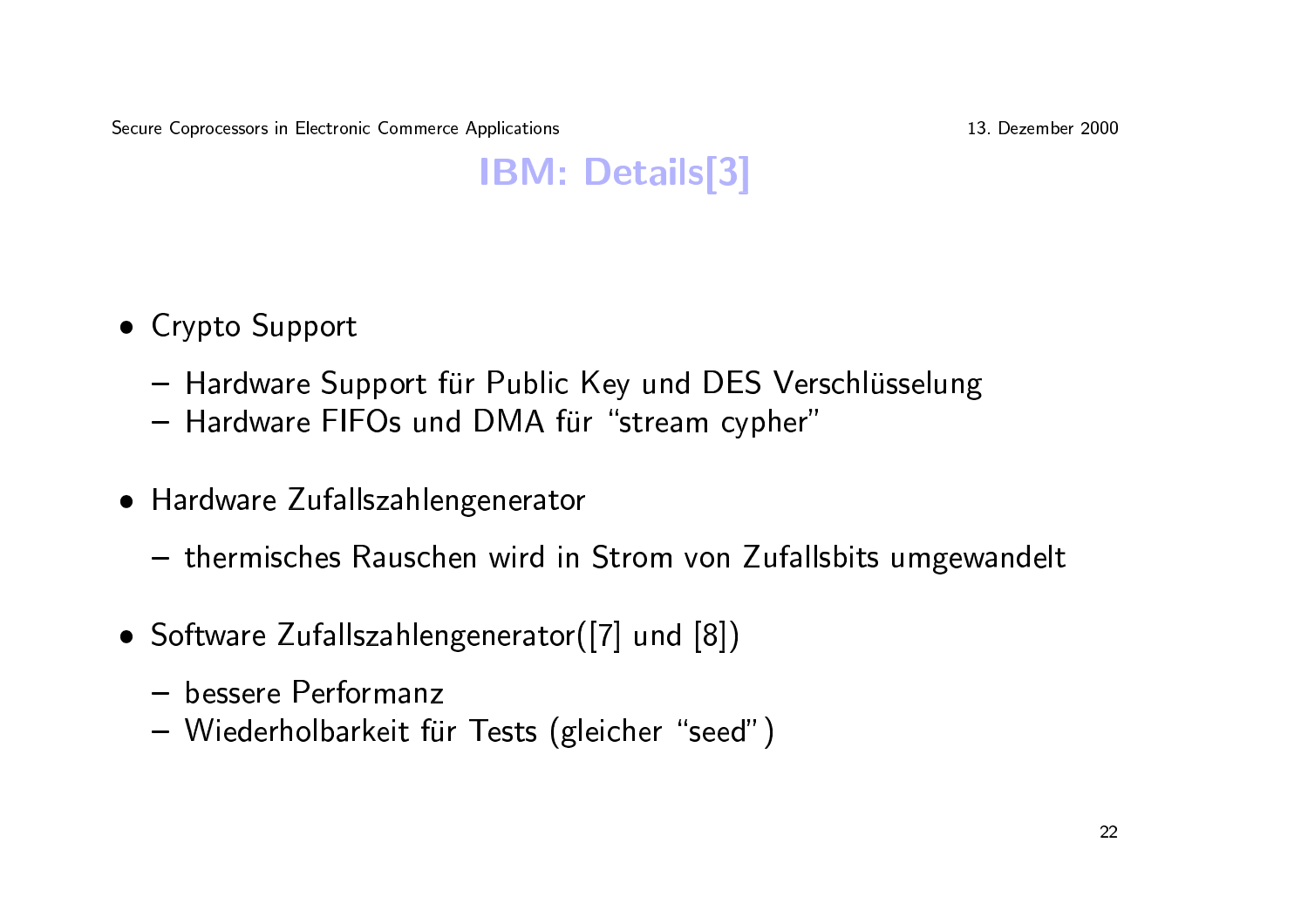# IBM: Details[3]

- Crypto Support
  - Hardware Support für Public Key und DES Verschlüsselung
  - Hardware FIFOs und DMA für "stream cypher"
- Hardware Zufallszahlengenerator
  - thermisches Rauschen wird in Strom von Zufallsbits umgewandelt
- Software Zufallszahlengenerator([7] und [8])
  - bessere Performanz
  - Wiederholbarkeit für Tests (gleicher "seed")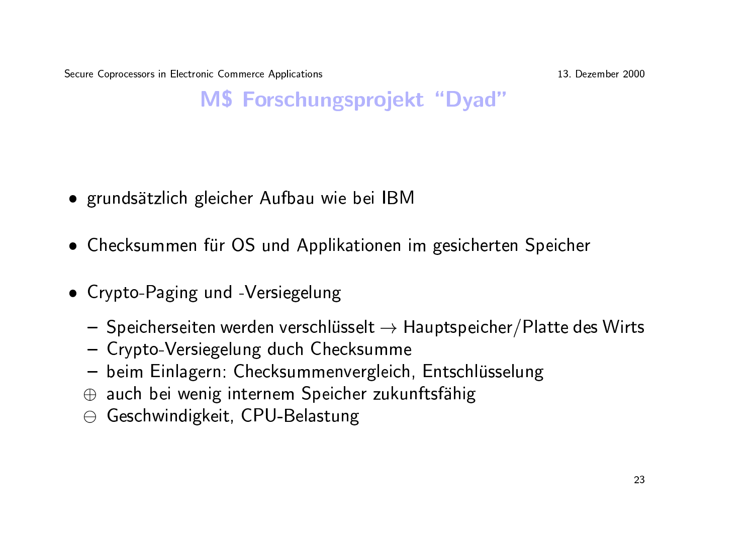# M$ Forschungsprojekt "Dyad"

- grundsätzlich gleicher Aufbau wie bei IBM
- Checksummen für OS und Applikationen im gesicherten Speicher
- Crypto-Paging und -Versiegelung
  - Speicherseiten werden verschlüsselt → Hauptspeicher/Platte des Wirts
  - Crypto-Versiegelung duch Checksumme
  - beim Einlagern: Checksummenvergleich, Entschlüsselung
  - ⊕ auch bei wenig internem Speicher zukunftsfähig
  - ⊖ Geschwindigkeit, CPU-Belastung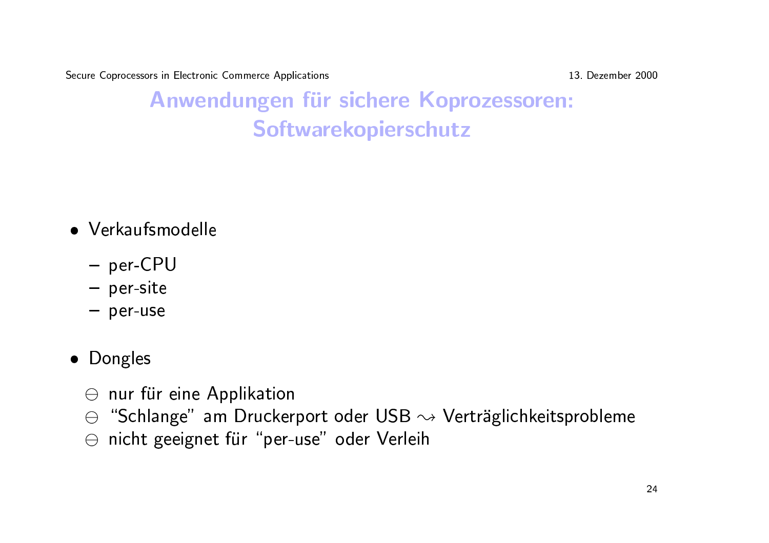# Anwendungen für sichere Koprozessoren: Softwarekopierschutz

- Verkaufsmodelle
  - per-CPU
  - per-site
  - per-use
- Dongles
  - ⊖ nur für eine Applikation
  - ⊖ "Schlange" am Druckerport oder USB $\leadsto$ Verträglichkeitsprobleme
  - ⊖ nicht geeignet für "per-use" oder Verleih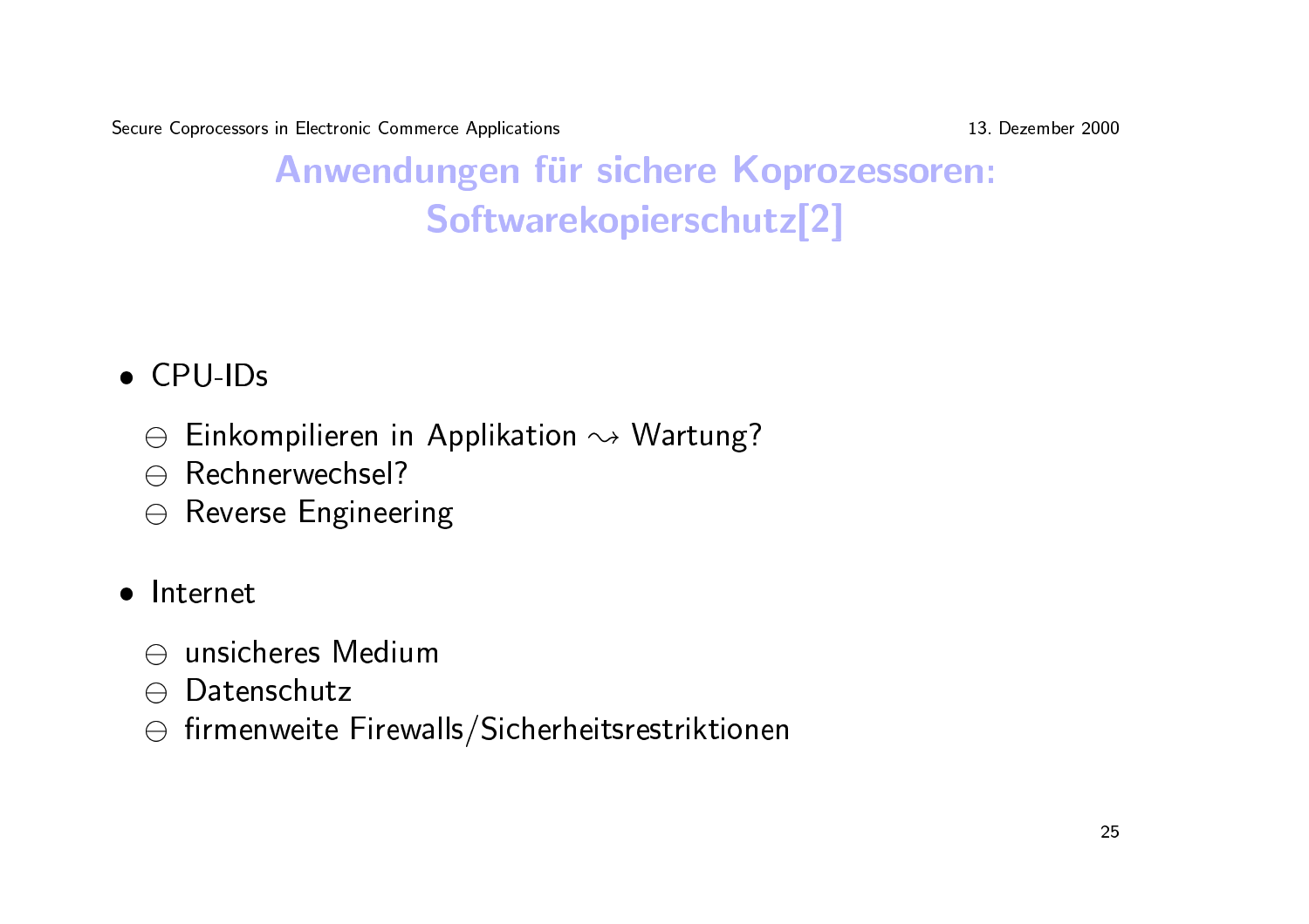# Anwendungen für sichere Koprozessoren: Softwarekopierschutz[2]

- CPU-IDs
  - ⊖ Einkompilieren in Applikation $\rightsquigarrow$ Wartung?
  - ⊖ Rechnerwechsel?
  - ⊖ Reverse Engineering
- Internet
  - ⊖ unsicheres Medium
  - ⊖ Datenschutz
  - ⊖ firmenweite Firewalls/Sicherheitsrestriktionen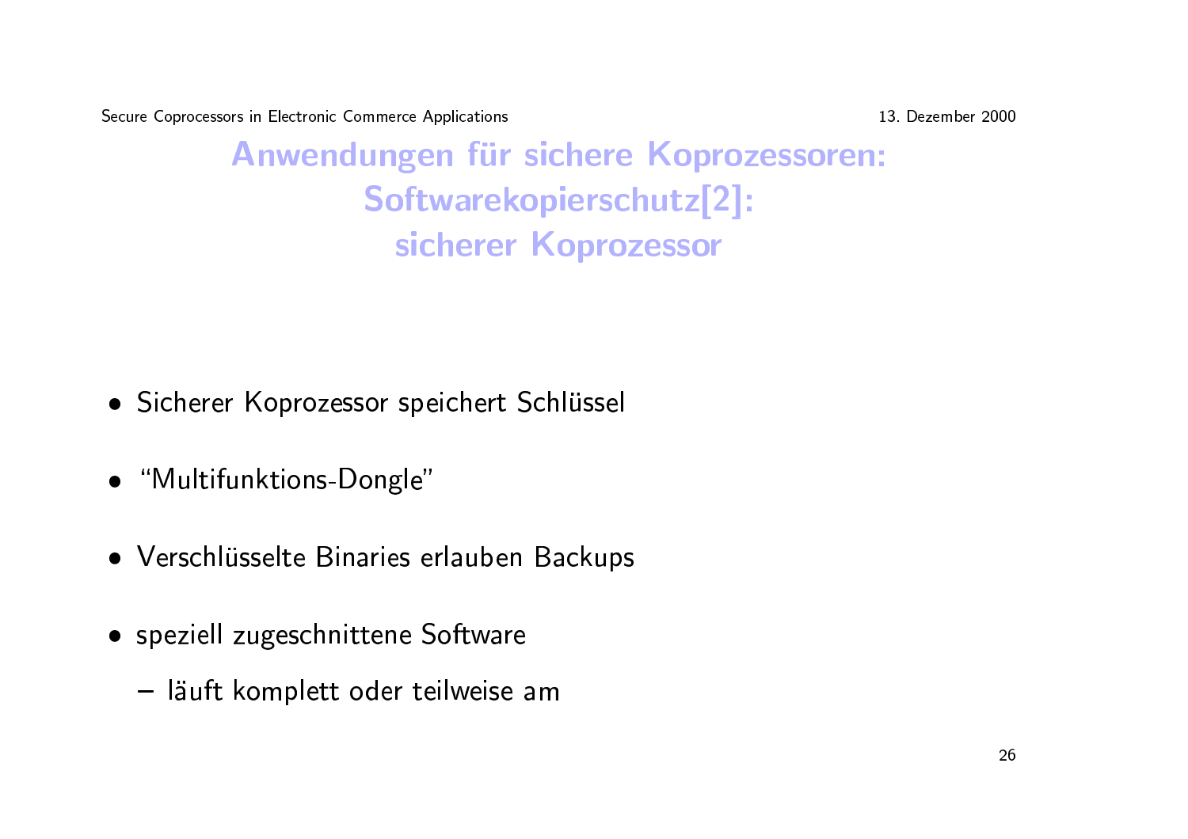# Anwendungen für sichere Koprozessoren: Softwarekopierschutz[2]: sicherer Koprozessor

- Sicherer Koprozessor speichert Schlüssel
- “Multifunktions-Dongle”
- Verschlüsselte Binaries erlauben Backups
- speziell zugeschnittene Software
  - läuft komplett oder teilweise am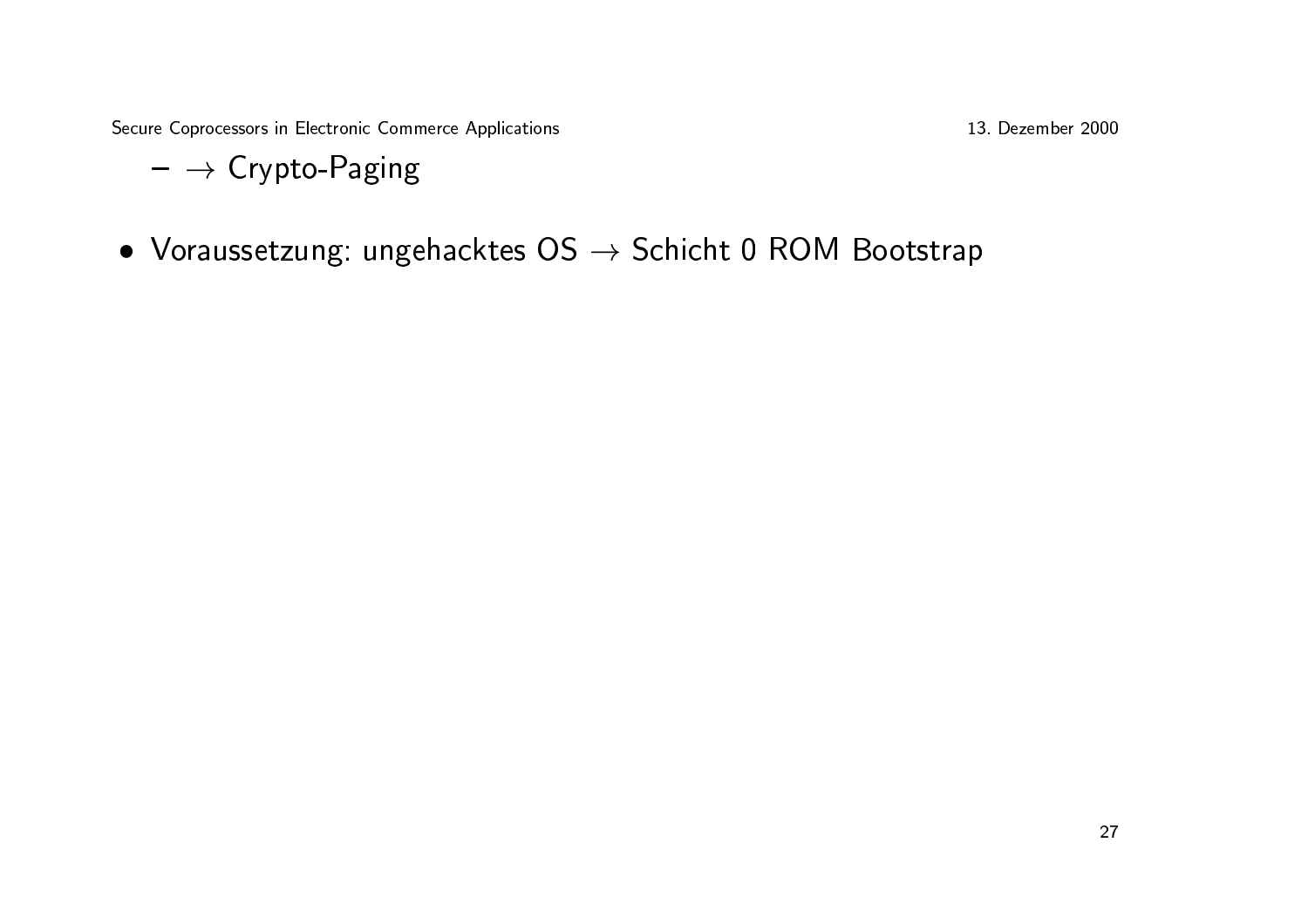- → Crypto-Paging

- Voraussetzung: ungehacktes OS → Schicht 0 ROM Bootstrap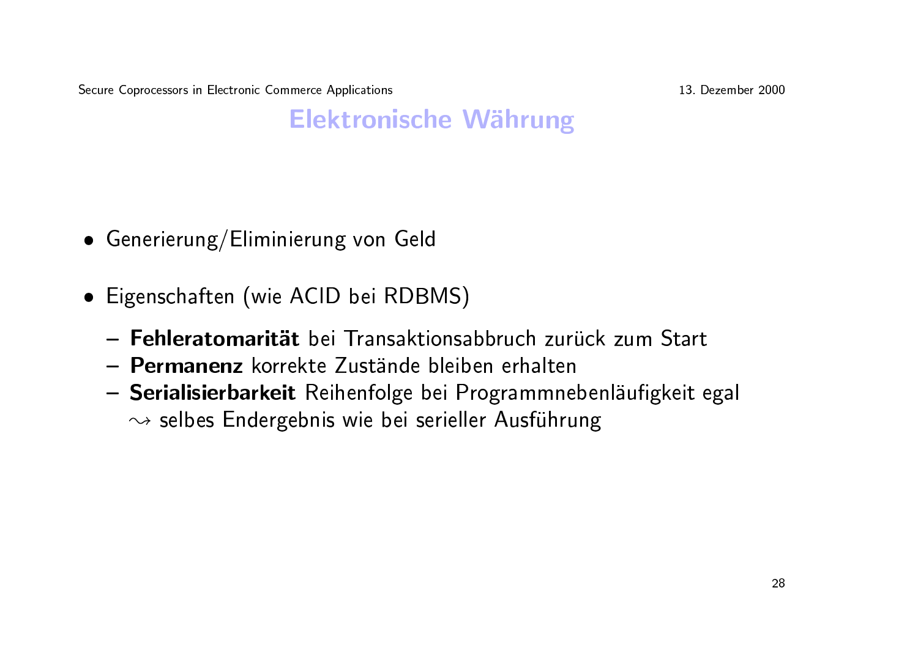# Elektronische Währung

- Generierung/Eliminierung von Geld
- Eigenschaften (wie ACID bei RDBMS)
  - **Fehleratomarität** bei Transaktionsabbruch zurück zum Start
  - **Permanenz** korrekte Zustände bleiben erhalten
  - **Serialisierbarkeit** Reihenfolge bei Programmnebenläufigkeit egal
    $\rightsquigarrow$ selbes Endergebnis wie bei serieller Ausführung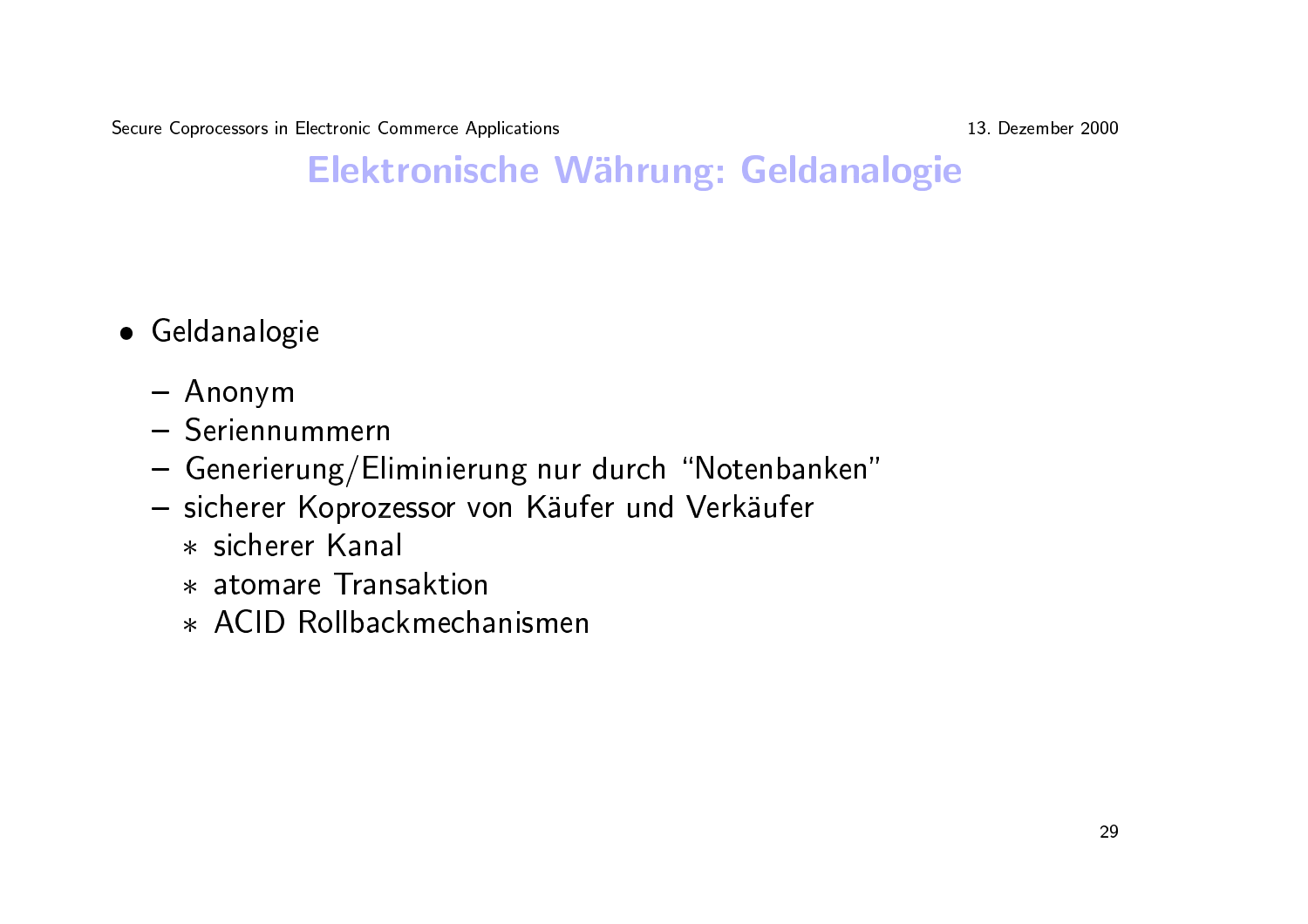# Elektronische Währung: Geldanalogie

- Geldanalogie
  - Anonym
  - Seriennummern
  - Generierung/Eliminierung nur durch "Notenbanken"
  - sicherer Koprozessor von Käufer und Verkäufer
    - sicherer Kanal
    - atomare Transaktion
    - ACID Rollbackmechanismen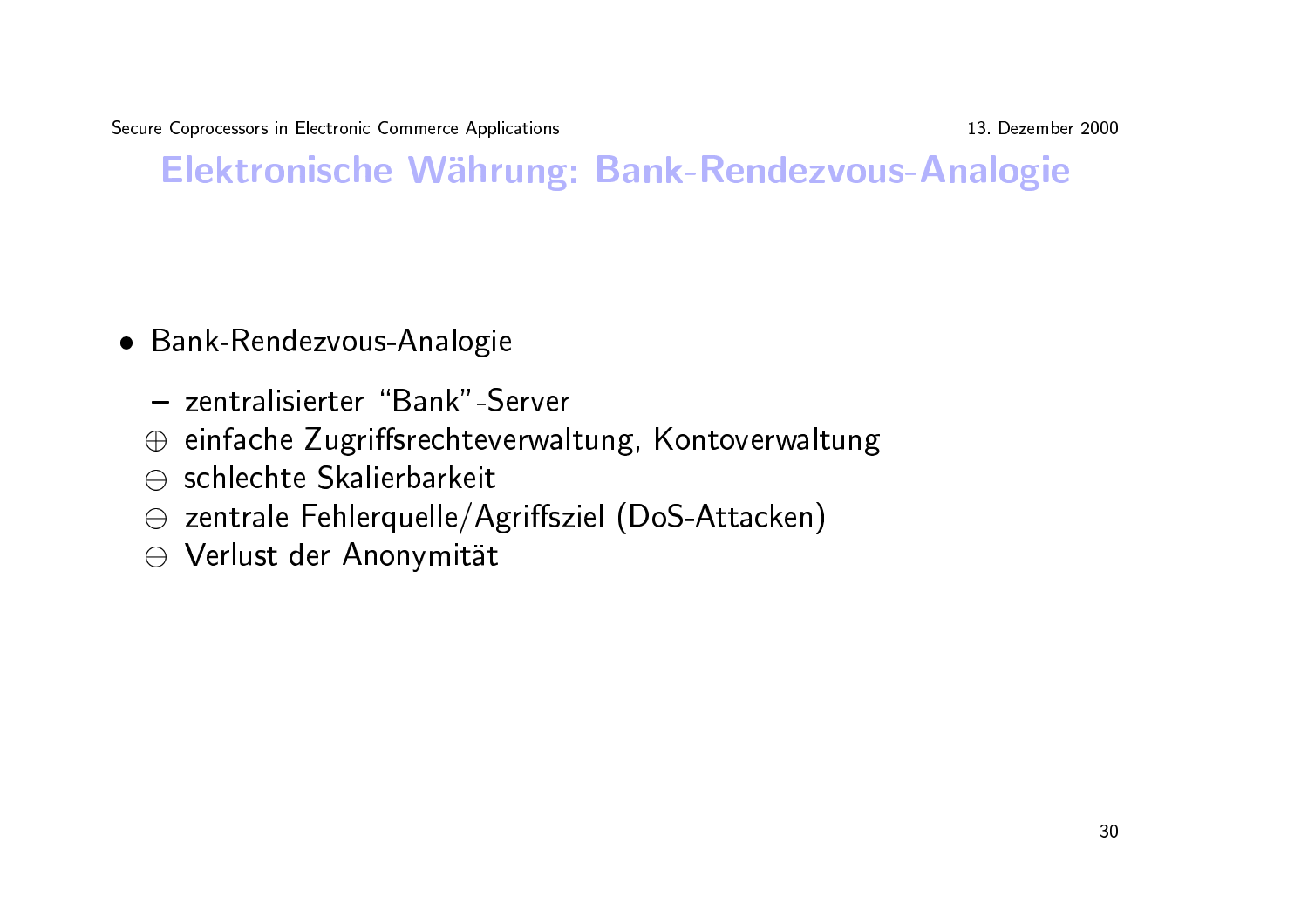# Elektronische Währung: Bank-Rendezvous-Analogie

- Bank-Rendezvous-Analogie
  - zentralisierter "Bank"-Server
  - ⊕ einfache Zugriffsrechteverwaltung, Kontoverwaltung
  - ⊖ schlechte Skalierbarkeit
  - ⊖ zentrale Fehlerquelle/Agriffsziel (DoS-Attacken)
  - ⊖ Verlust der Anonymität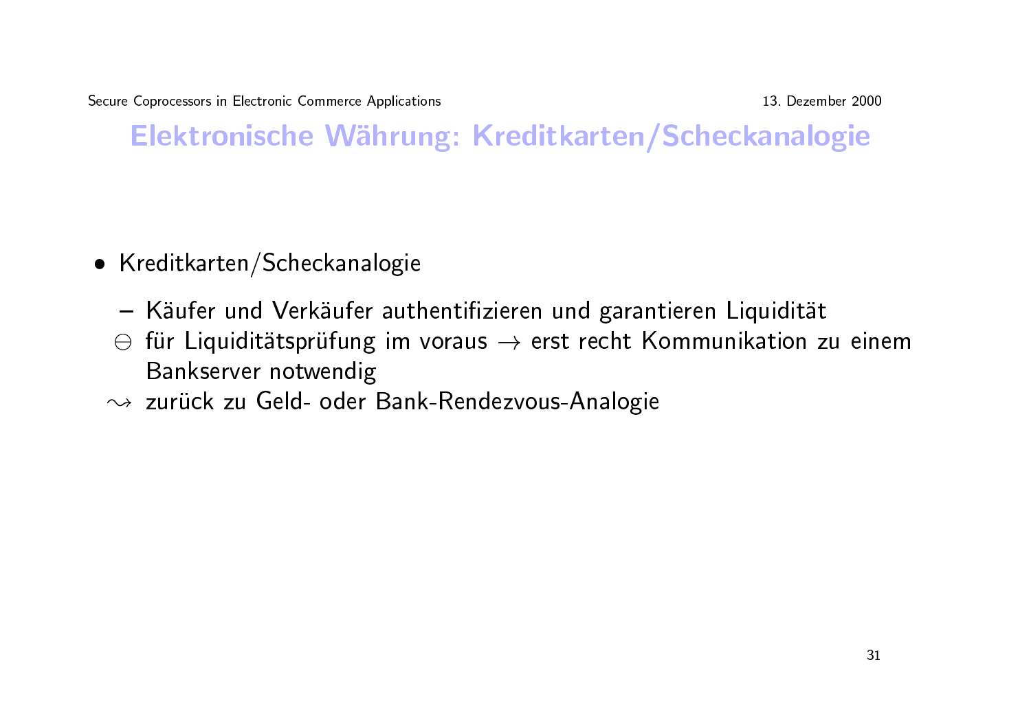# Elektronische Währung: Kreditkarten/Scheckanalogie

- Kreditkarten/Scheckanalogie
  - Käufer und Verkäufer authentifizieren und garantieren Liquidität
  - $\ominus$ für Liquiditätsprüfung im voraus $\rightarrow$ erst recht Kommunikation zu einem Bankserver notwendig
  - $\rightsquigarrow$ zurück zu Geld- oder Bank-Rendezvous-Analogie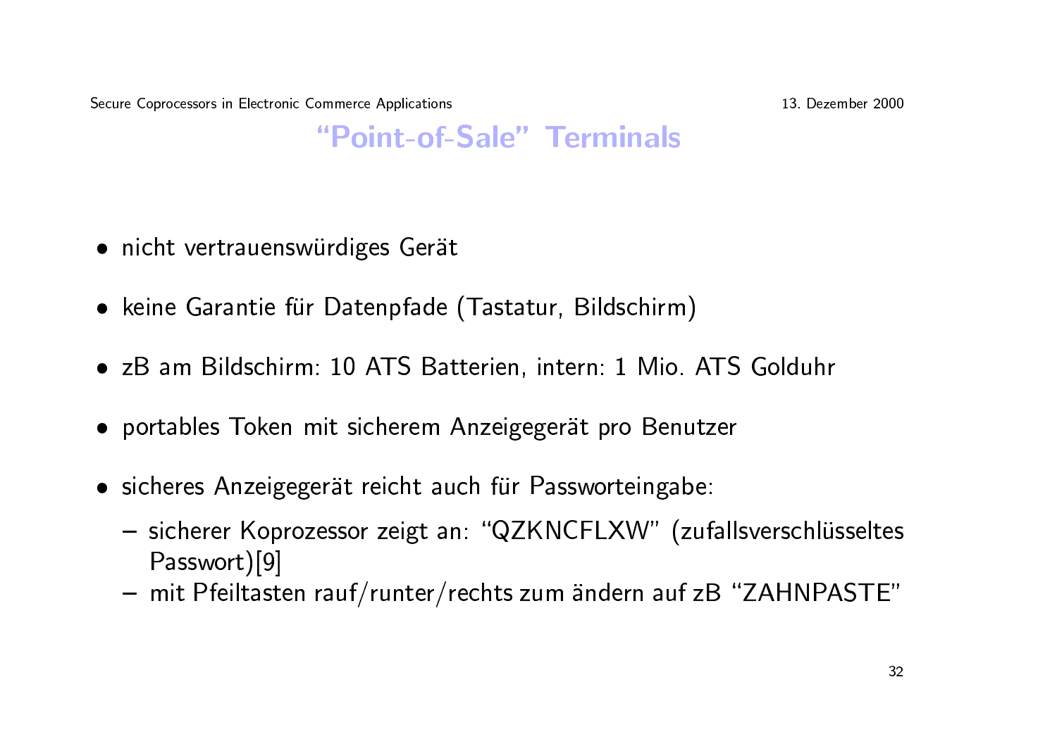# "Point-of-Sale" Terminals

- nicht vertrauenswürdiges Gerät
- keine Garantie für Datenpfade (Tastatur, Bildschirm)
- zB am Bildschirm: 10 ATS Batterien, intern: 1 Mio. ATS Golduhr
- portables Token mit sicherem Anzeigegerät pro Benutzer
- sicheres Anzeigegerät reicht auch für Passworteingabe:
  - sicherer Koprozessor zeigt an: "QZKNCFLXW" (zufallsverschlüsseltes Passwort)[9]
  - mit Pfeiltasten rauf/runter/rechts zum ändern auf zB "ZAHNPASTE"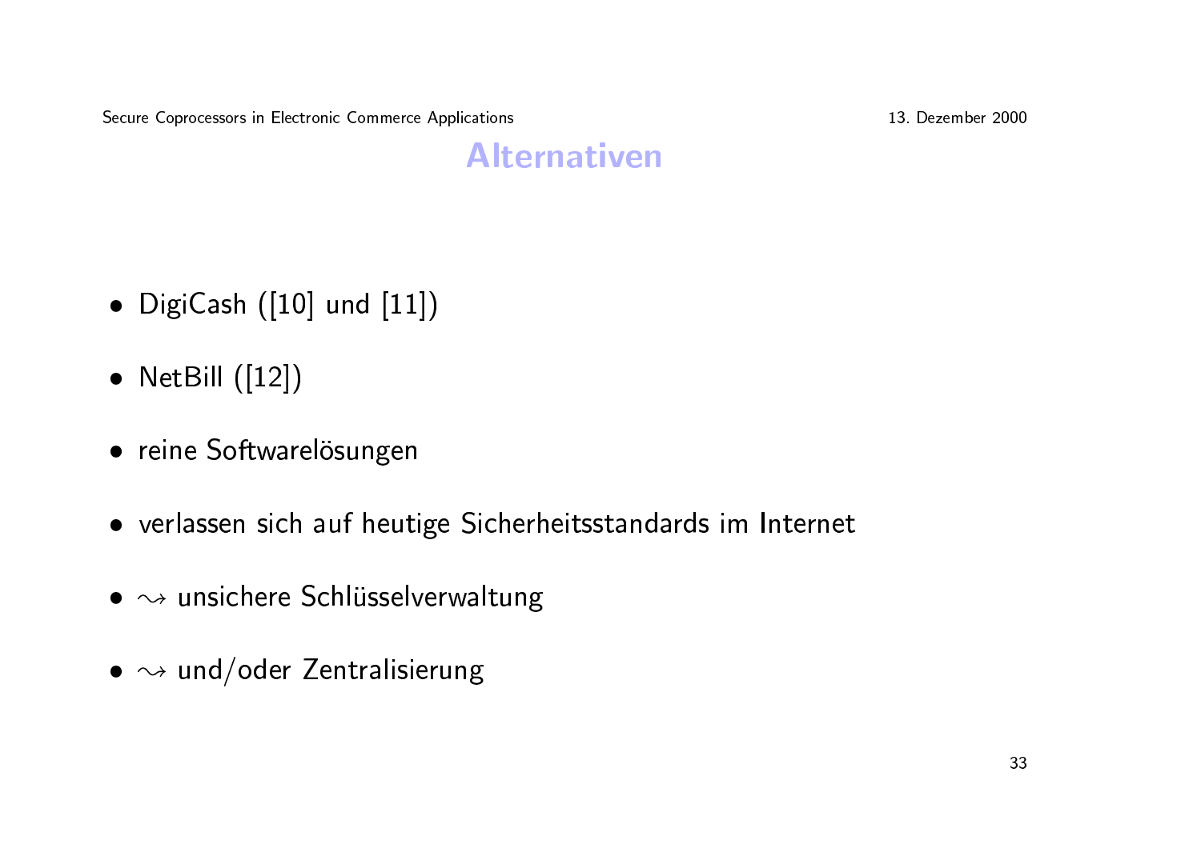# Alternativen

- DigiCash ([10] und [11])
- NetBill ([12])
- reine Softwarelösungen
- verlassen sich auf heutige Sicherheitsstandards im Internet
- $\rightsquigarrow$ unsichere Schlüsselverwaltung
- $\rightsquigarrow$ und/oder Zentralisierung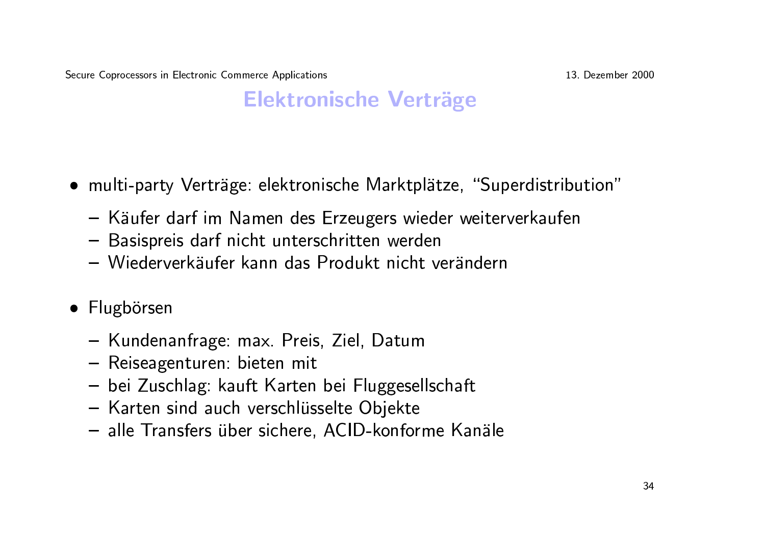# Elektronische Verträge

- multi-party Verträge: elektronische Marktplätze, “Superdistribution”
  - Käufer darf im Namen des Erzeugers wieder weiterverkaufen
  - Basispreis darf nicht unterschritten werden
  - Wiederverkäufer kann das Produkt nicht verändern

- Flugbörsen
  - Kundenanfrage: max. Preis, Ziel, Datum
  - Reiseagenturen: bieten mit
  - bei Zuschlag: kauft Karten bei Fluggesellschaft
  - Karten sind auch verschlüsselte Objekte
  - alle Transfers über sichere, ACID-konforme Kanäle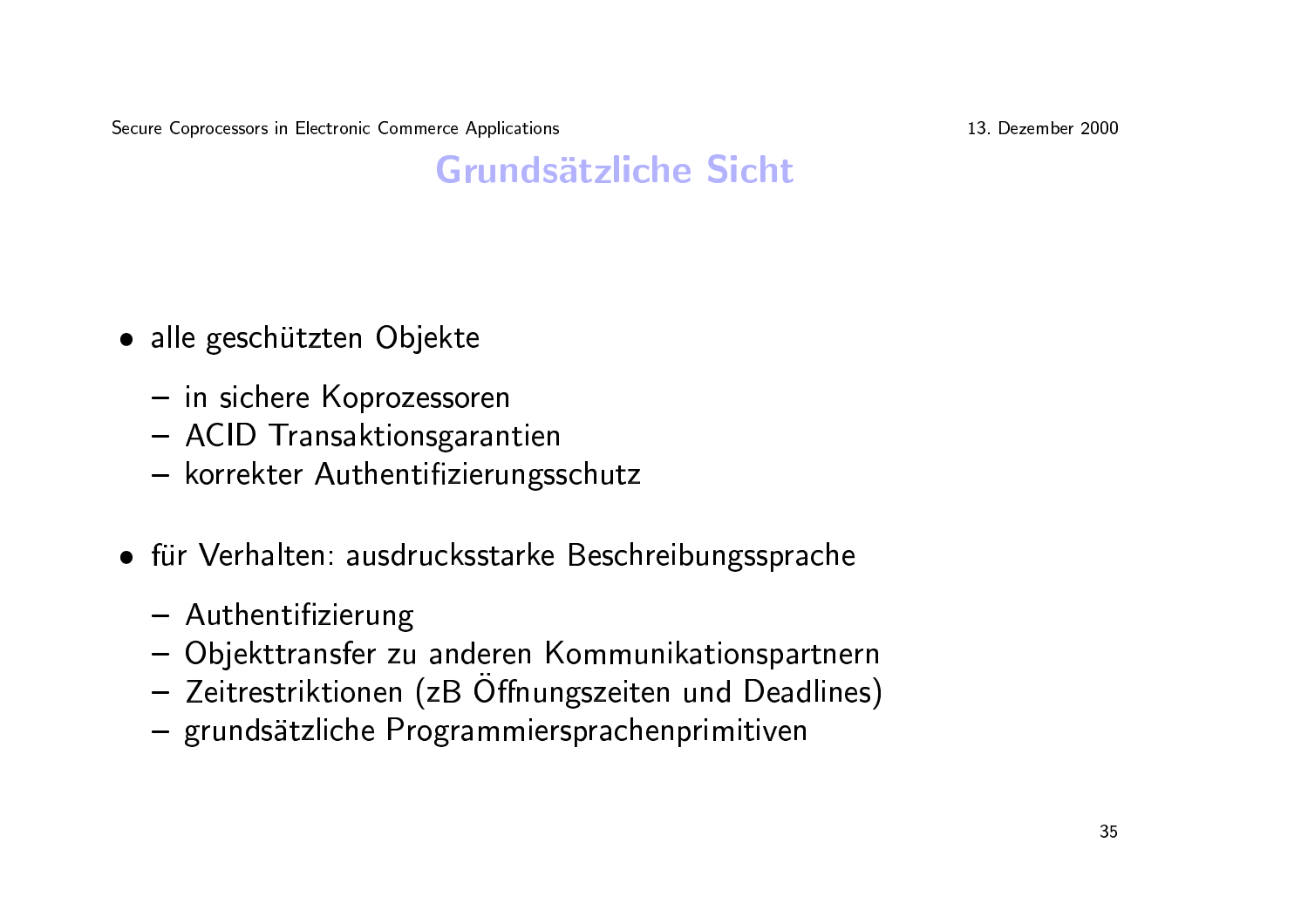# Grundsätzliche Sicht

- alle geschützten Objekte
  - in sichere Koprozessoren
  - ACID Transaktionsgarantien
  - korrekter Authentifizierungsschutz
- für Verhalten: ausdrucksstarke Beschreibungssprache
  - Authentifizierung
  - Objekttransfer zu anderen Kommunikationspartnern
  - Zeitrestriktionen (zB Öffnungszeiten und Deadlines)
  - grundsätzliche Programmiersprachenprimitiven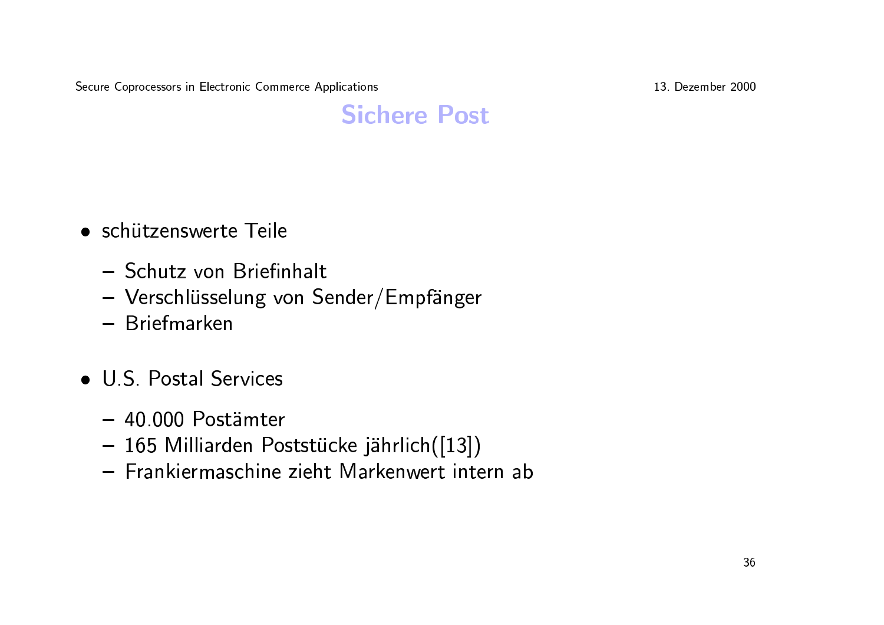# Sichere Post

- schützenswerte Teile
  - Schutz von Briefinhalt
  - Verschlüsselung von Sender/Empfänger
  - Briefmarken
- U.S. Postal Services
  - 40.000 Postämter
  - 165 Milliarden Poststücke jährlich([13])
  - Frankiermaschine zieht Markenwert intern ab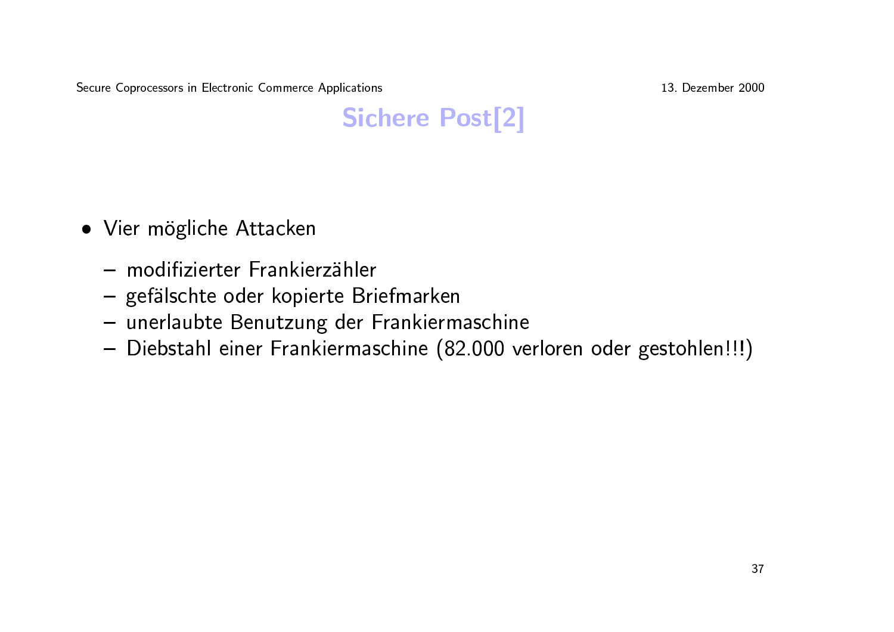# Sichere Post[2]

- Vier mögliche Attacken
  - modifizierter Frankierzähler
  - gefälschte oder kopierte Briefmarken
  - unerlaubte Benutzung der Frankiermaschine
  - Diebstahl einer Frankiermaschine (82.000 verloren oder gestohlen!!!)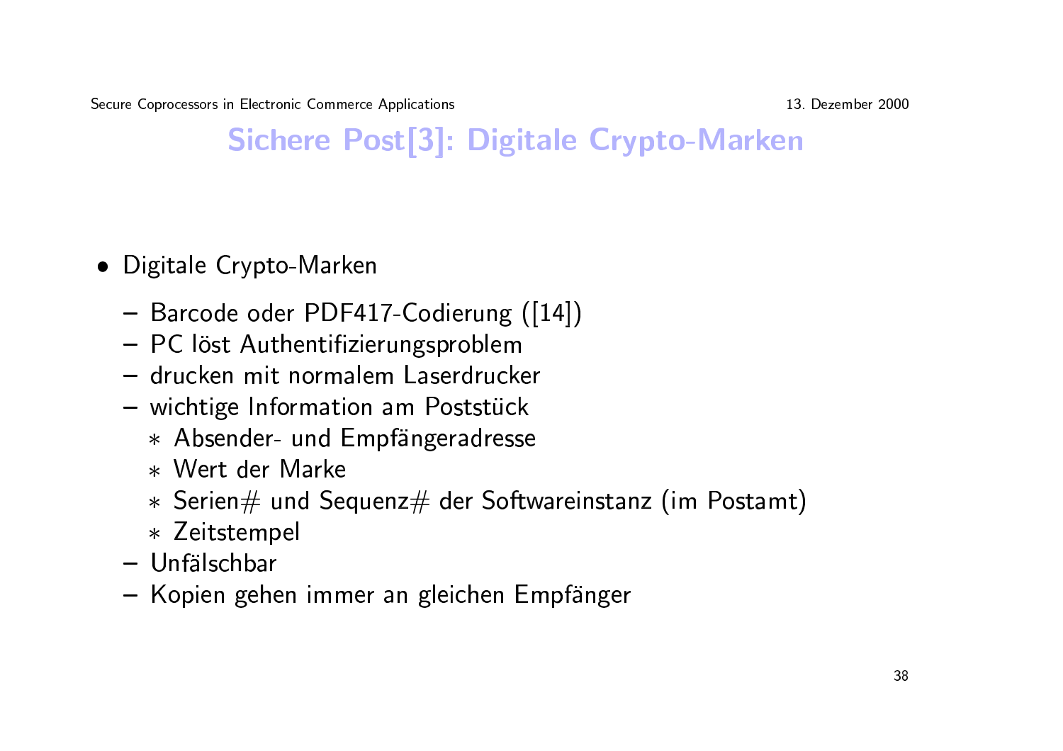# Sichere Post[3]: Digitale Crypto-Marken

- Digitale Crypto-Marken
  - Barcode oder PDF417-Codierung ([14])
  - PC löst Authentifizierungsproblem
  - drucken mit normalem Laserdrucker
  - wichtige Information am Poststück
    - Absender- und Empfängeradresse
    - Wert der Marke
    - Serien# und Sequenz# der Softwareinstanz (im Postamt)
    - Zeitstempel
  - Unfälschbar
  - Kopien gehen immer an gleichen Empfänger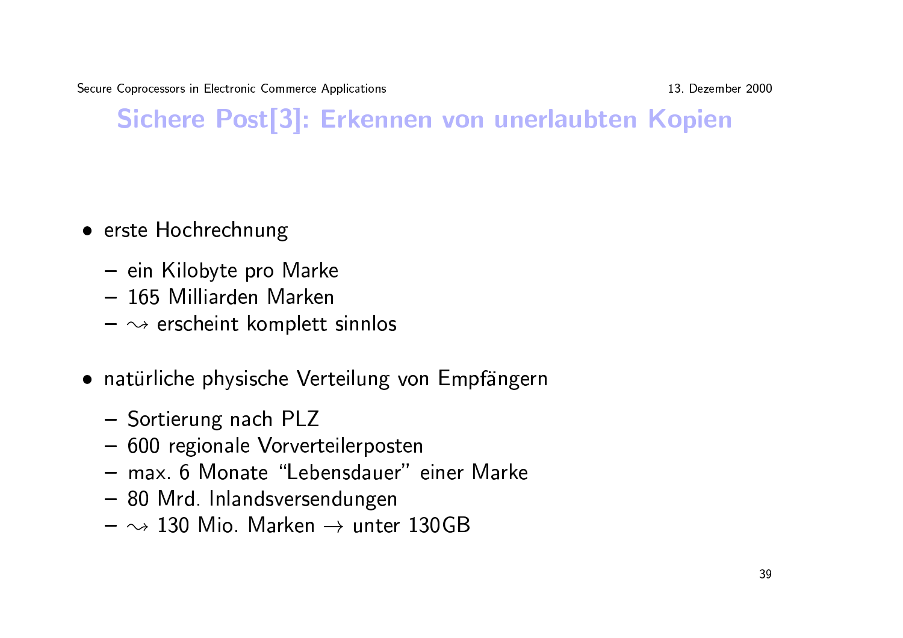## Sichere Post[3]: Erkennen von unerlaubten Kopien

- erste Hochrechnung
  - ein Kilobyte pro Marke
  - 165 Milliarden Marken
  - $\rightsquigarrow$ erscheint komplett sinnlos
- natürliche physische Verteilung von Empfängern
  - Sortierung nach PLZ
  - 600 regionale Vorverteilerposten
  - max. 6 Monate "Lebensdauer" einer Marke
  - 80 Mrd. Inlandsversendungen
  - $\rightsquigarrow$ 130 Mio. Marken $\rightarrow$ unter 130GB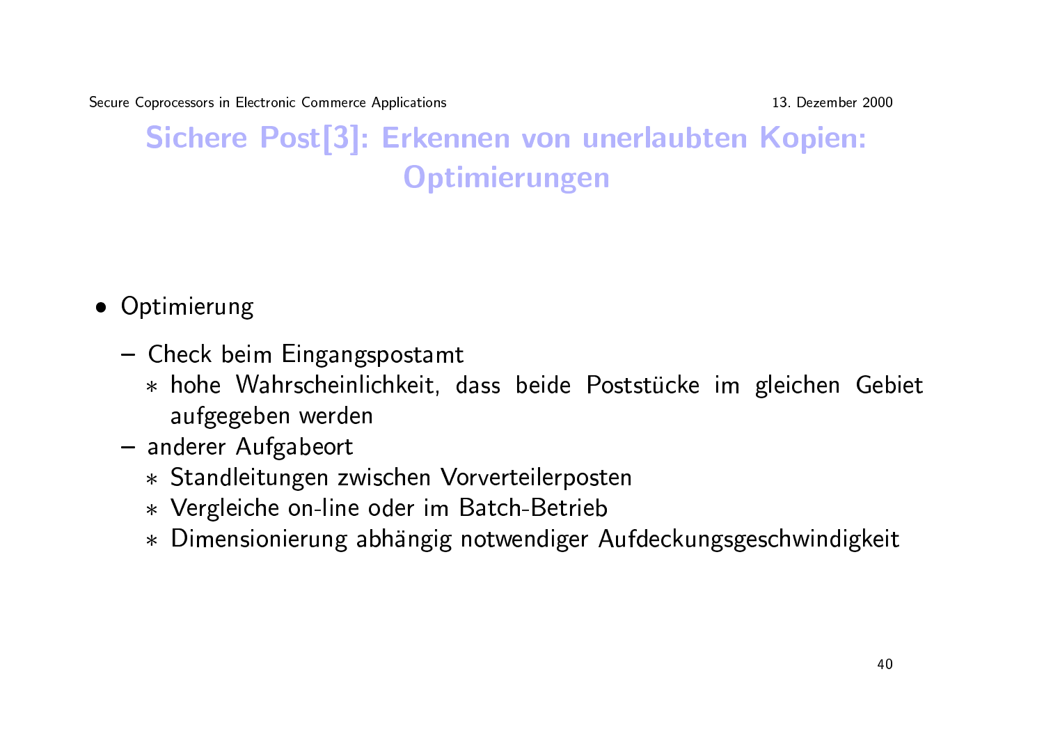# Sichere Post[3]: Erkennen von unerlaubten Kopien: Optimierungen

- Optimierung
  - Check beim Eingangspostamt
    - hohe Wahrscheinlichkeit, dass beide Poststücke im gleichen Gebiet aufgegeben werden
  - anderer Aufgabeort
    - Standleitungen zwischen Vorverteilerposten
    - Vergleiche on-line oder im Batch-Betrieb
    - Dimensionierung abhängig notwendiger Aufdeckungsgeschwindigkeit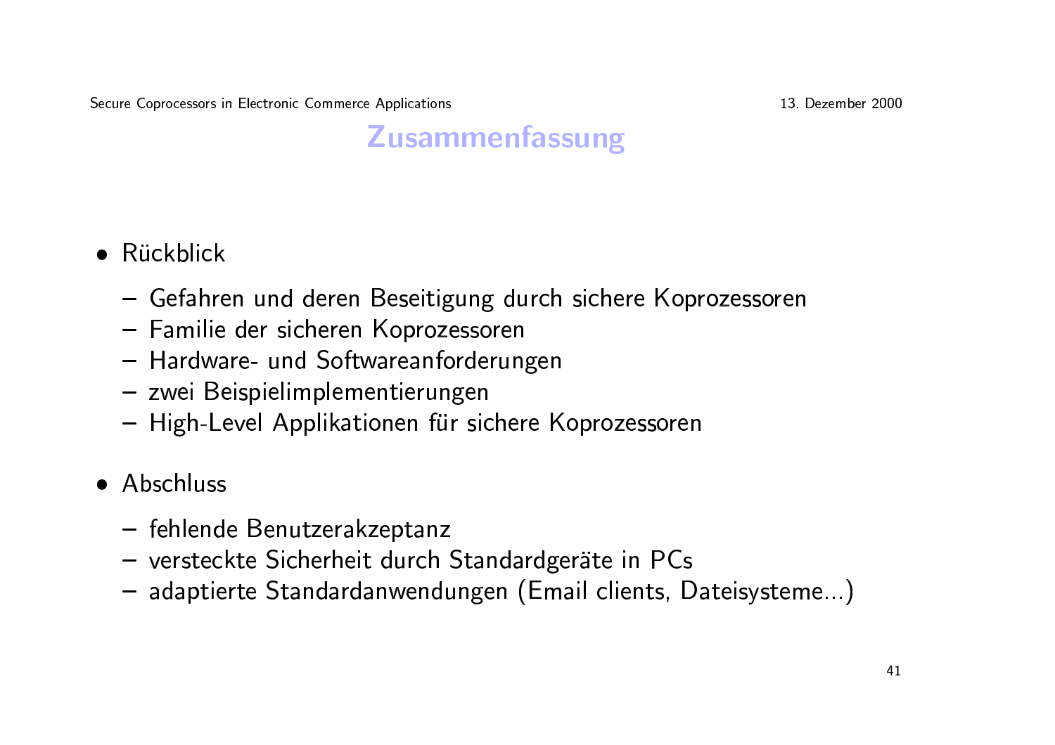# Zusammenfassung

- Rückblick
  - Gefahren und deren Beseitigung durch sichere Koprozessoren
  - Familie der sicheren Koprozessoren
  - Hardware- und Softwareanforderungen
  - zwei Beispielimplementierungen
  - High-Level Applikationen für sichere Koprozessoren
- Abschluss
  - fehlende Benutzerakzeptanz
  - versteckte Sicherheit durch Standardgeräte in PCs
  - adaptierte Standardanwendungen (Email clients, Dateisysteme...)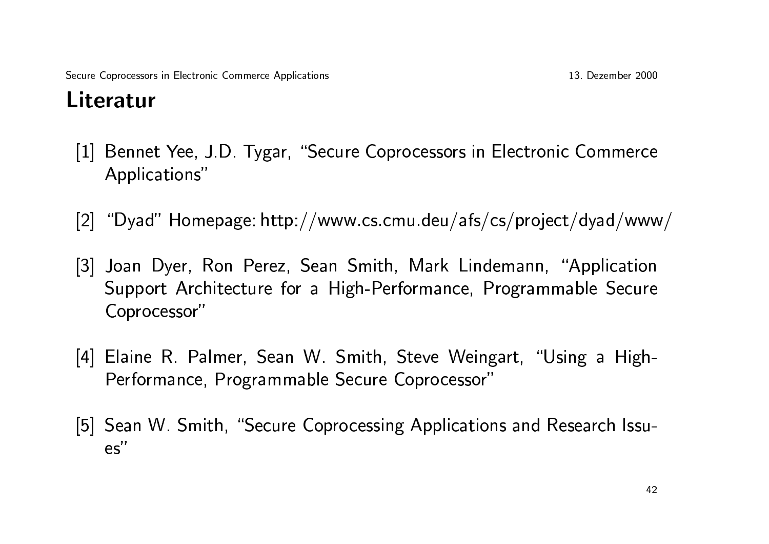# Literatur

[1] Bennet Yee, J.D. Tygar, "Secure Coprocessors in Electronic Commerce Applications"

[2] "Dyad" Homepage: http://www.cs.cmu.deu/afs/cs/project/dyad/www/

[3] Joan Dyer, Ron Perez, Sean Smith, Mark Lindemann, "Application Support Architecture for a High-Performance, Programmable Secure Coprocessor"

[4] Elaine R. Palmer, Sean W. Smith, Steve Weingart, "Using a High-Performance, Programmable Secure Coprocessor"

[5] Sean W. Smith, "Secure Coprocessing Applications and Research Issues"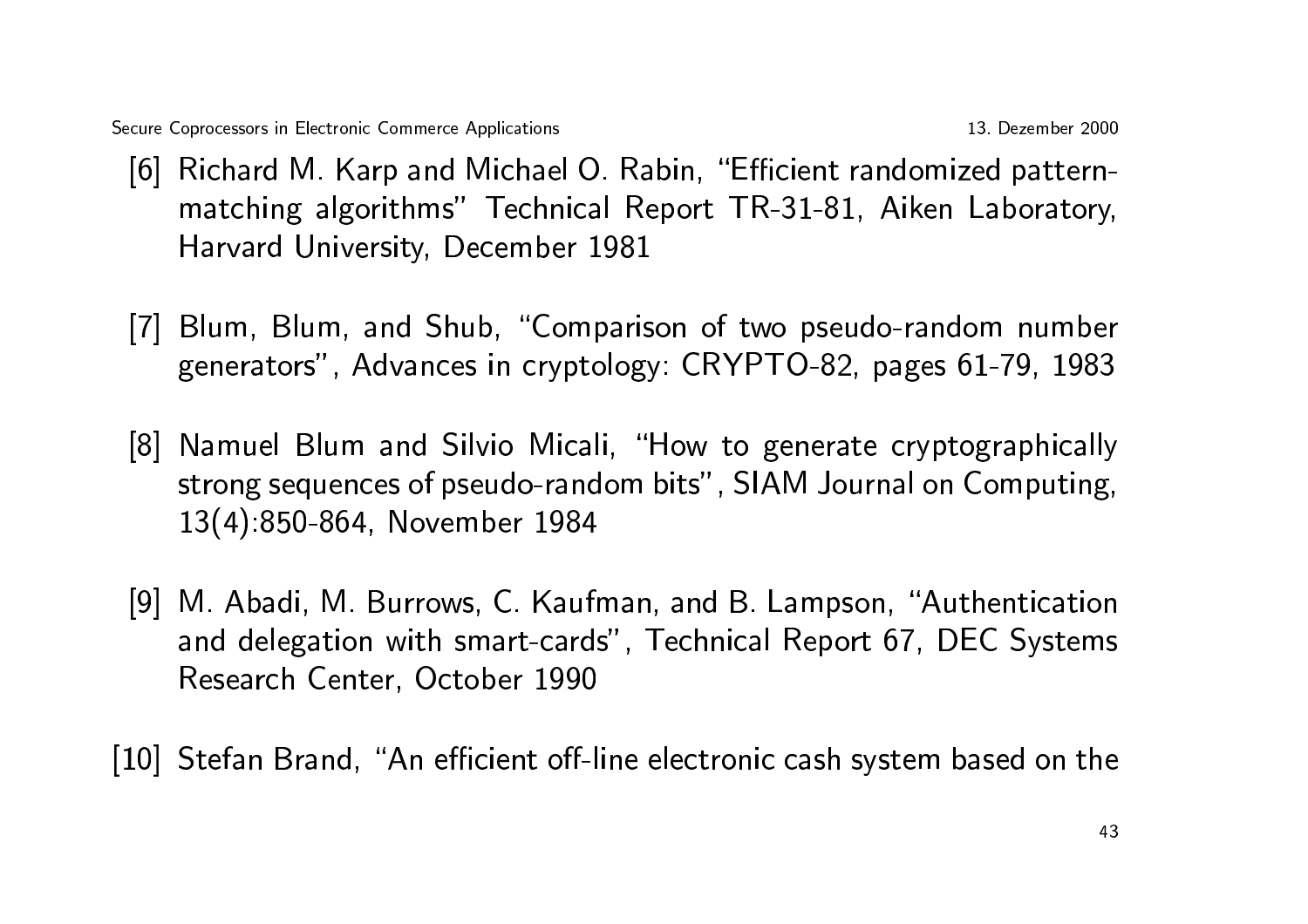[6] Richard M. Karp and Michael O. Rabin, "Efficient randomized pattern-matching algorithms" Technical Report TR-31-81, Aiken Laboratory, Harvard University, December 1981

[7] Blum, Blum, and Shub, "Comparison of two pseudo-random number generators", Advances in cryptology: CRYPTO-82, pages 61-79, 1983

[8] Namuel Blum and Silvio Micali, "How to generate cryptographically strong sequences of pseudo-random bits", SIAM Journal on Computing, 13(4):850-864, November 1984

[9] M. Abadi, M. Burrows, C. Kaufman, and B. Lampson, "Authentication and delegation with smart-cards", Technical Report 67, DEC Systems Research Center, October 1990

[10] Stefan Brand, "An efficient off-line electronic cash system based on the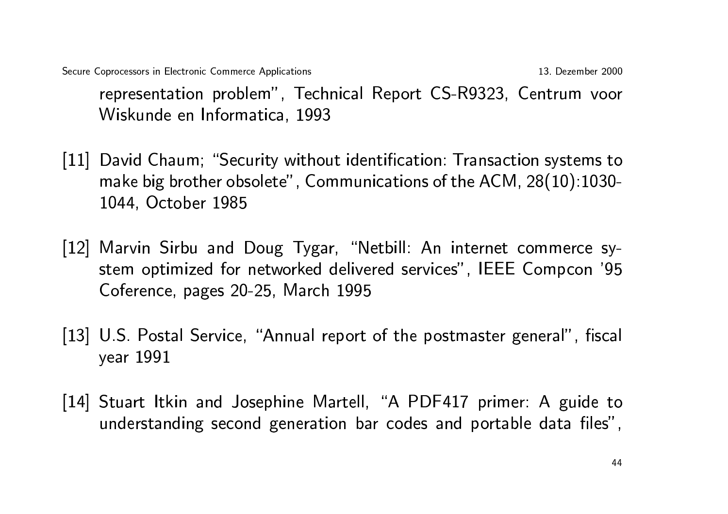representation problem", Technical Report CS-R9323, Centrum voor Wiskunde en Informatica, 1993

[11] David Chaum; "Security without identification: Transaction systems to make big brother obsolete", Communications of the ACM, 28(10):1030-1044, October 1985

[12] Marvin Sirbu and Doug Tygar, "Netbill: An internet commerce system optimized for networked delivered services", IEEE Compcon '95 Coference, pages 20-25, March 1995

[13] U.S. Postal Service, "Annual report of the postmaster general", fiscal year 1991

[14] Stuart Itkin and Josephine Martell, "A PDF417 primer: A guide to understanding second generation bar codes and portable data files",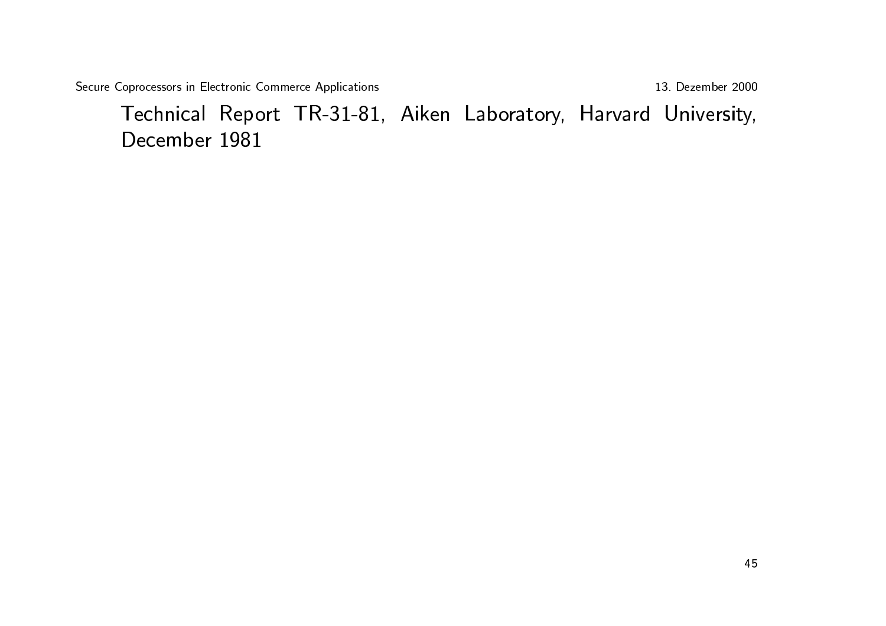Technical Report TR-31-81, Aiken Laboratory, Harvard University, December 1981